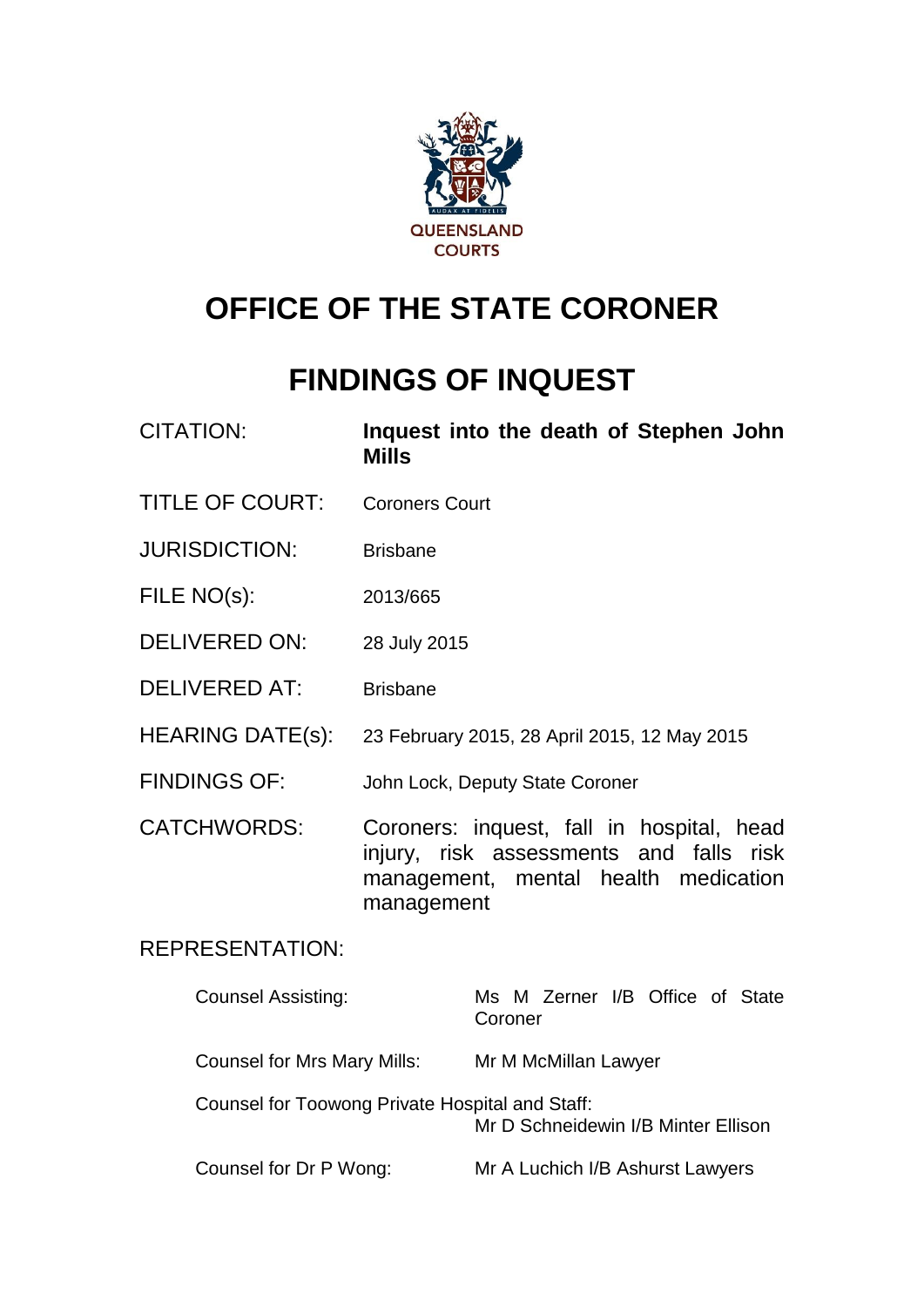QUEENSLAND COURTS

# OFFICE OF THE STATE CORONER

# FINDINGS OF INQUEST

| | |
|---|---|
| CITATION: | **Inquest into the death of Stephen John Mills** |
| TITLE OF COURT: | Coroners Court |
| JURISDICTION: | Brisbane |
| FILE NO(s): | 2013/665 |
| DELIVERED ON: | 28 July 2015 |
| DELIVERED AT: | Brisbane |
| HEARING DATE(s): | 23 February 2015, 28 April 2015, 12 May 2015 |
| FINDINGS OF: | John Lock, Deputy State Coroner |
| CATCHWORDS: | Coroners: inquest, fall in hospital, head injury, risk assessments and falls risk management, mental health medication management |

REPRESENTATION:

| | |
|---|---|
| Counsel Assisting: | Ms M Zerner I/B Office of State Coroner |
| Counsel for Mrs Mary Mills: | Mr M McMillan Lawyer |
| Counsel for Toowong Private Hospital and Staff: | Mr D Schneidewin I/B Minter Ellison |
| Counsel for Dr P Wong: | Mr A Luchich I/B Ashurst Lawyers |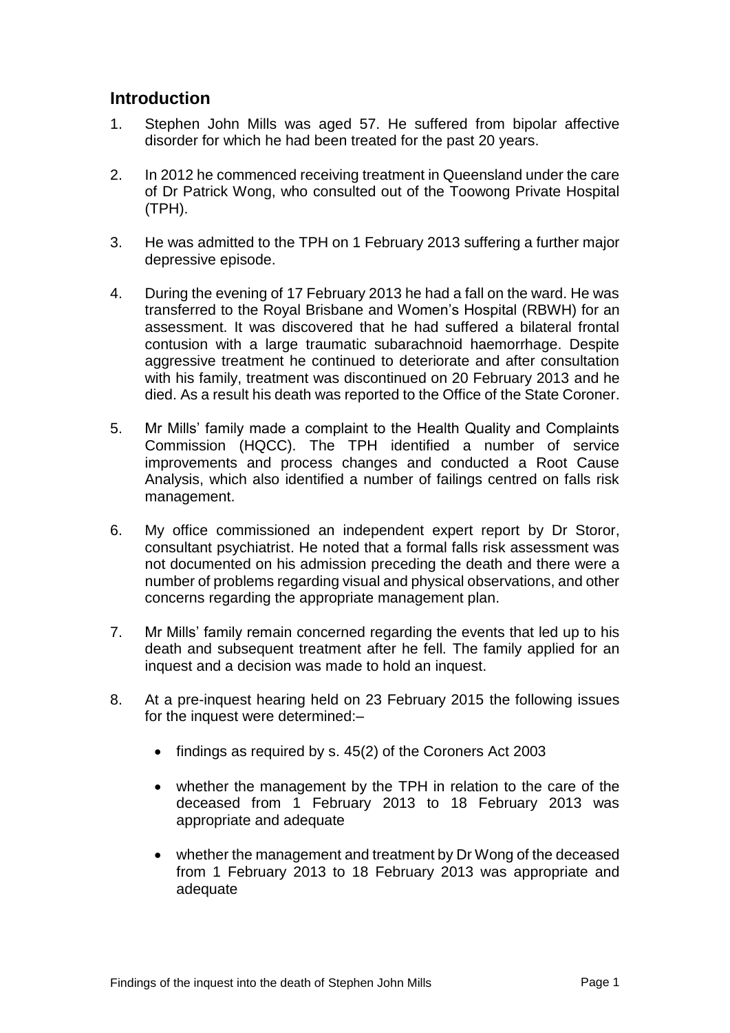## Introduction

1. Stephen John Mills was aged 57. He suffered from bipolar affective disorder for which he had been treated for the past 20 years.

2. In 2012 he commenced receiving treatment in Queensland under the care of Dr Patrick Wong, who consulted out of the Toowong Private Hospital (TPH).

3. He was admitted to the TPH on 1 February 2013 suffering a further major depressive episode.

4. During the evening of 17 February 2013 he had a fall on the ward. He was transferred to the Royal Brisbane and Women's Hospital (RBWH) for an assessment. It was discovered that he had suffered a bilateral frontal contusion with a large traumatic subarachnoid haemorrhage. Despite aggressive treatment he continued to deteriorate and after consultation with his family, treatment was discontinued on 20 February 2013 and he died. As a result his death was reported to the Office of the State Coroner.

5. Mr Mills' family made a complaint to the Health Quality and Complaints Commission (HQCC). The TPH identified a number of service improvements and process changes and conducted a Root Cause Analysis, which also identified a number of failings centred on falls risk management.

6. My office commissioned an independent expert report by Dr Storor, consultant psychiatrist. He noted that a formal falls risk assessment was not documented on his admission preceding the death and there were a number of problems regarding visual and physical observations, and other concerns regarding the appropriate management plan.

7. Mr Mills' family remain concerned regarding the events that led up to his death and subsequent treatment after he fell. The family applied for an inquest and a decision was made to hold an inquest.

8. At a pre-inquest hearing held on 23 February 2015 the following issues for the inquest were determined:–

    - findings as required by s. 45(2) of the Coroners Act 2003

    - whether the management by the TPH in relation to the care of the deceased from 1 February 2013 to 18 February 2013 was appropriate and adequate

    - whether the management and treatment by Dr Wong of the deceased from 1 February 2013 to 18 February 2013 was appropriate and adequate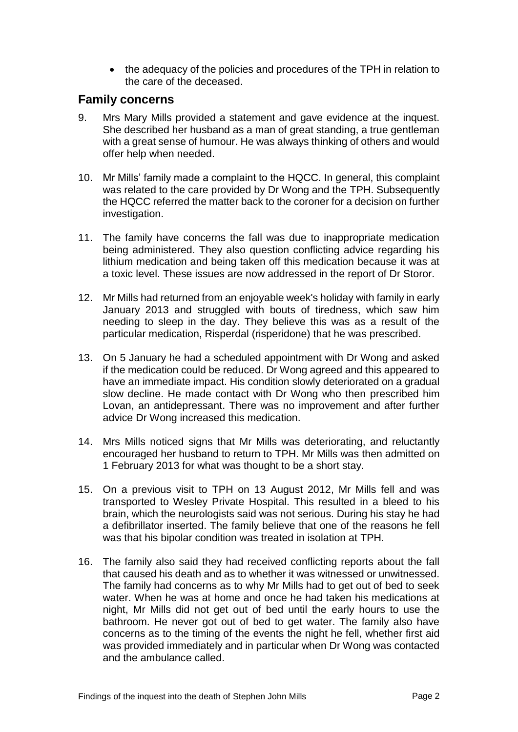- the adequacy of the policies and procedures of the TPH in relation to the care of the deceased.

## Family concerns

9. Mrs Mary Mills provided a statement and gave evidence at the inquest. She described her husband as a man of great standing, a true gentleman with a great sense of humour. He was always thinking of others and would offer help when needed.

10. Mr Mills' family made a complaint to the HQCC. In general, this complaint was related to the care provided by Dr Wong and the TPH. Subsequently the HQCC referred the matter back to the coroner for a decision on further investigation.

11. The family have concerns the fall was due to inappropriate medication being administered. They also question conflicting advice regarding his lithium medication and being taken off this medication because it was at a toxic level. These issues are now addressed in the report of Dr Storor.

12. Mr Mills had returned from an enjoyable week's holiday with family in early January 2013 and struggled with bouts of tiredness, which saw him needing to sleep in the day. They believe this was as a result of the particular medication, Risperdal (risperidone) that he was prescribed.

13. On 5 January he had a scheduled appointment with Dr Wong and asked if the medication could be reduced. Dr Wong agreed and this appeared to have an immediate impact. His condition slowly deteriorated on a gradual slow decline. He made contact with Dr Wong who then prescribed him Lovan, an antidepressant. There was no improvement and after further advice Dr Wong increased this medication.

14. Mrs Mills noticed signs that Mr Mills was deteriorating, and reluctantly encouraged her husband to return to TPH. Mr Mills was then admitted on 1 February 2013 for what was thought to be a short stay.

15. On a previous visit to TPH on 13 August 2012, Mr Mills fell and was transported to Wesley Private Hospital. This resulted in a bleed to his brain, which the neurologists said was not serious. During his stay he had a defibrillator inserted. The family believe that one of the reasons he fell was that his bipolar condition was treated in isolation at TPH.

16. The family also said they had received conflicting reports about the fall that caused his death and as to whether it was witnessed or unwitnessed. The family had concerns as to why Mr Mills had to get out of bed to seek water. When he was at home and once he had taken his medications at night, Mr Mills did not get out of bed until the early hours to use the bathroom. He never got out of bed to get water. The family also have concerns as to the timing of the events the night he fell, whether first aid was provided immediately and in particular when Dr Wong was contacted and the ambulance called.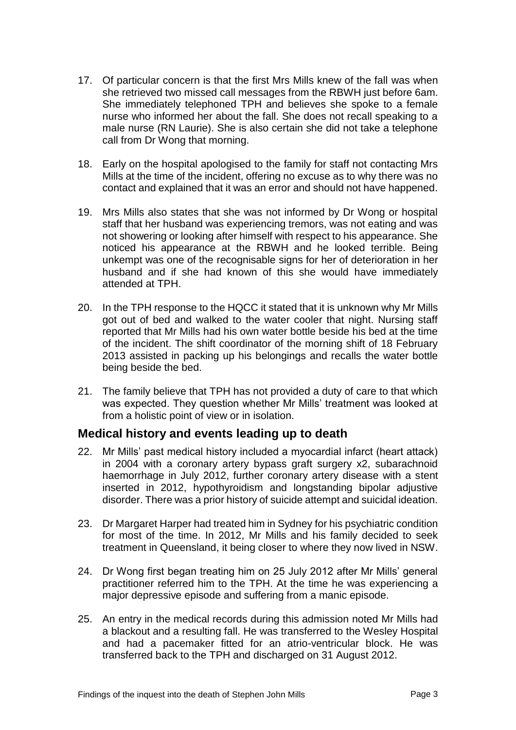17. Of particular concern is that the first Mrs Mills knew of the fall was when she retrieved two missed call messages from the RBWH just before 6am. She immediately telephoned TPH and believes she spoke to a female nurse who informed her about the fall. She does not recall speaking to a male nurse (RN Laurie). She is also certain she did not take a telephone call from Dr Wong that morning.

18. Early on the hospital apologised to the family for staff not contacting Mrs Mills at the time of the incident, offering no excuse as to why there was no contact and explained that it was an error and should not have happened.

19. Mrs Mills also states that she was not informed by Dr Wong or hospital staff that her husband was experiencing tremors, was not eating and was not showering or looking after himself with respect to his appearance. She noticed his appearance at the RBWH and he looked terrible. Being unkempt was one of the recognisable signs for her of deterioration in her husband and if she had known of this she would have immediately attended at TPH.

20. In the TPH response to the HQCC it stated that it is unknown why Mr Mills got out of bed and walked to the water cooler that night. Nursing staff reported that Mr Mills had his own water bottle beside his bed at the time of the incident. The shift coordinator of the morning shift of 18 February 2013 assisted in packing up his belongings and recalls the water bottle being beside the bed.

21. The family believe that TPH has not provided a duty of care to that which was expected. They question whether Mr Mills' treatment was looked at from a holistic point of view or in isolation.

## Medical history and events leading up to death

22. Mr Mills' past medical history included a myocardial infarct (heart attack) in 2004 with a coronary artery bypass graft surgery x2, subarachnoid haemorrhage in July 2012, further coronary artery disease with a stent inserted in 2012, hypothyroidism and longstanding bipolar adjustive disorder. There was a prior history of suicide attempt and suicidal ideation.

23. Dr Margaret Harper had treated him in Sydney for his psychiatric condition for most of the time. In 2012, Mr Mills and his family decided to seek treatment in Queensland, it being closer to where they now lived in NSW.

24. Dr Wong first began treating him on 25 July 2012 after Mr Mills' general practitioner referred him to the TPH. At the time he was experiencing a major depressive episode and suffering from a manic episode.

25. An entry in the medical records during this admission noted Mr Mills had a blackout and a resulting fall. He was transferred to the Wesley Hospital and had a pacemaker fitted for an atrio-ventricular block. He was transferred back to the TPH and discharged on 31 August 2012.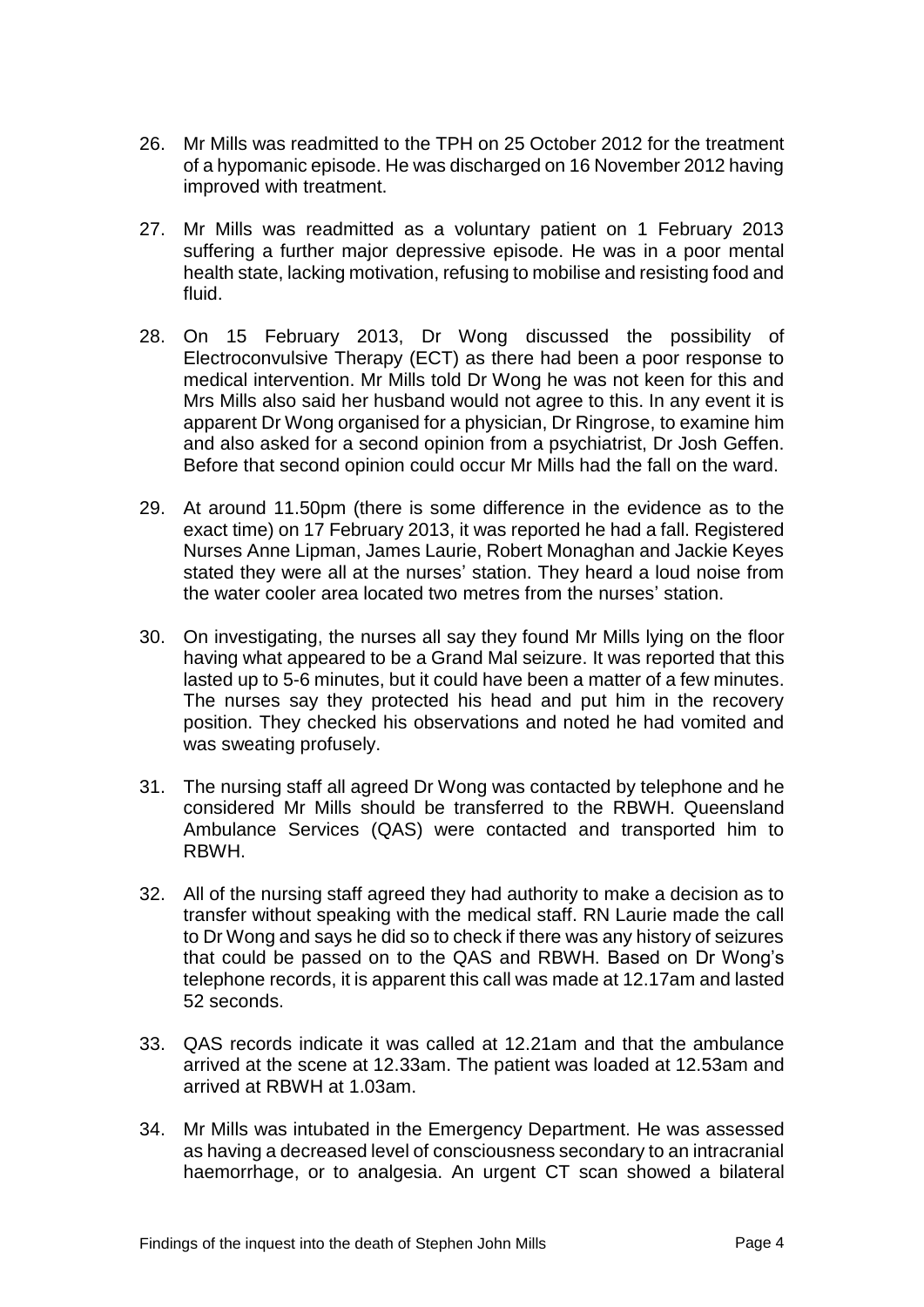26. Mr Mills was readmitted to the TPH on 25 October 2012 for the treatment of a hypomanic episode. He was discharged on 16 November 2012 having improved with treatment.

27. Mr Mills was readmitted as a voluntary patient on 1 February 2013 suffering a further major depressive episode. He was in a poor mental health state, lacking motivation, refusing to mobilise and resisting food and fluid.

28. On 15 February 2013, Dr Wong discussed the possibility of Electroconvulsive Therapy (ECT) as there had been a poor response to medical intervention. Mr Mills told Dr Wong he was not keen for this and Mrs Mills also said her husband would not agree to this. In any event it is apparent Dr Wong organised for a physician, Dr Ringrose, to examine him and also asked for a second opinion from a psychiatrist, Dr Josh Geffen. Before that second opinion could occur Mr Mills had the fall on the ward.

29. At around 11.50pm (there is some difference in the evidence as to the exact time) on 17 February 2013, it was reported he had a fall. Registered Nurses Anne Lipman, James Laurie, Robert Monaghan and Jackie Keyes stated they were all at the nurses' station. They heard a loud noise from the water cooler area located two metres from the nurses' station.

30. On investigating, the nurses all say they found Mr Mills lying on the floor having what appeared to be a Grand Mal seizure. It was reported that this lasted up to 5-6 minutes, but it could have been a matter of a few minutes. The nurses say they protected his head and put him in the recovery position. They checked his observations and noted he had vomited and was sweating profusely.

31. The nursing staff all agreed Dr Wong was contacted by telephone and he considered Mr Mills should be transferred to the RBWH. Queensland Ambulance Services (QAS) were contacted and transported him to RBWH.

32. All of the nursing staff agreed they had authority to make a decision as to transfer without speaking with the medical staff. RN Laurie made the call to Dr Wong and says he did so to check if there was any history of seizures that could be passed on to the QAS and RBWH. Based on Dr Wong's telephone records, it is apparent this call was made at 12.17am and lasted 52 seconds.

33. QAS records indicate it was called at 12.21am and that the ambulance arrived at the scene at 12.33am. The patient was loaded at 12.53am and arrived at RBWH at 1.03am.

34. Mr Mills was intubated in the Emergency Department. He was assessed as having a decreased level of consciousness secondary to an intracranial haemorrhage, or to analgesia. An urgent CT scan showed a bilateral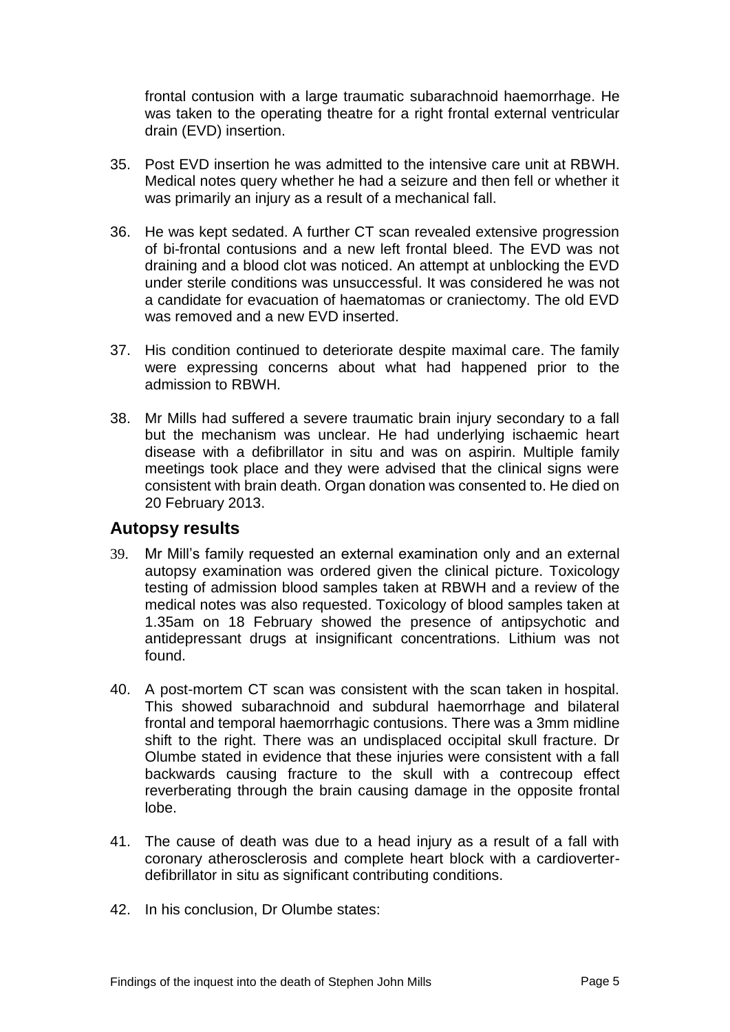frontal contusion with a large traumatic subarachnoid haemorrhage. He was taken to the operating theatre for a right frontal external ventricular drain (EVD) insertion.

35. Post EVD insertion he was admitted to the intensive care unit at RBWH. Medical notes query whether he had a seizure and then fell or whether it was primarily an injury as a result of a mechanical fall.

36. He was kept sedated. A further CT scan revealed extensive progression of bi-frontal contusions and a new left frontal bleed. The EVD was not draining and a blood clot was noticed. An attempt at unblocking the EVD under sterile conditions was unsuccessful. It was considered he was not a candidate for evacuation of haematomas or craniectomy. The old EVD was removed and a new EVD inserted.

37. His condition continued to deteriorate despite maximal care. The family were expressing concerns about what had happened prior to the admission to RBWH.

38. Mr Mills had suffered a severe traumatic brain injury secondary to a fall but the mechanism was unclear. He had underlying ischaemic heart disease with a defibrillator in situ and was on aspirin. Multiple family meetings took place and they were advised that the clinical signs were consistent with brain death. Organ donation was consented to. He died on 20 February 2013.

## Autopsy results

39. Mr Mill's family requested an external examination only and an external autopsy examination was ordered given the clinical picture. Toxicology testing of admission blood samples taken at RBWH and a review of the medical notes was also requested. Toxicology of blood samples taken at 1.35am on 18 February showed the presence of antipsychotic and antidepressant drugs at insignificant concentrations. Lithium was not found.

40. A post-mortem CT scan was consistent with the scan taken in hospital. This showed subarachnoid and subdural haemorrhage and bilateral frontal and temporal haemorrhagic contusions. There was a 3mm midline shift to the right. There was an undisplaced occipital skull fracture. Dr Olumbe stated in evidence that these injuries were consistent with a fall backwards causing fracture to the skull with a contrecoup effect reverberating through the brain causing damage in the opposite frontal lobe.

41. The cause of death was due to a head injury as a result of a fall with coronary atherosclerosis and complete heart block with a cardioverter-defibrillator in situ as significant contributing conditions.

42. In his conclusion, Dr Olumbe states: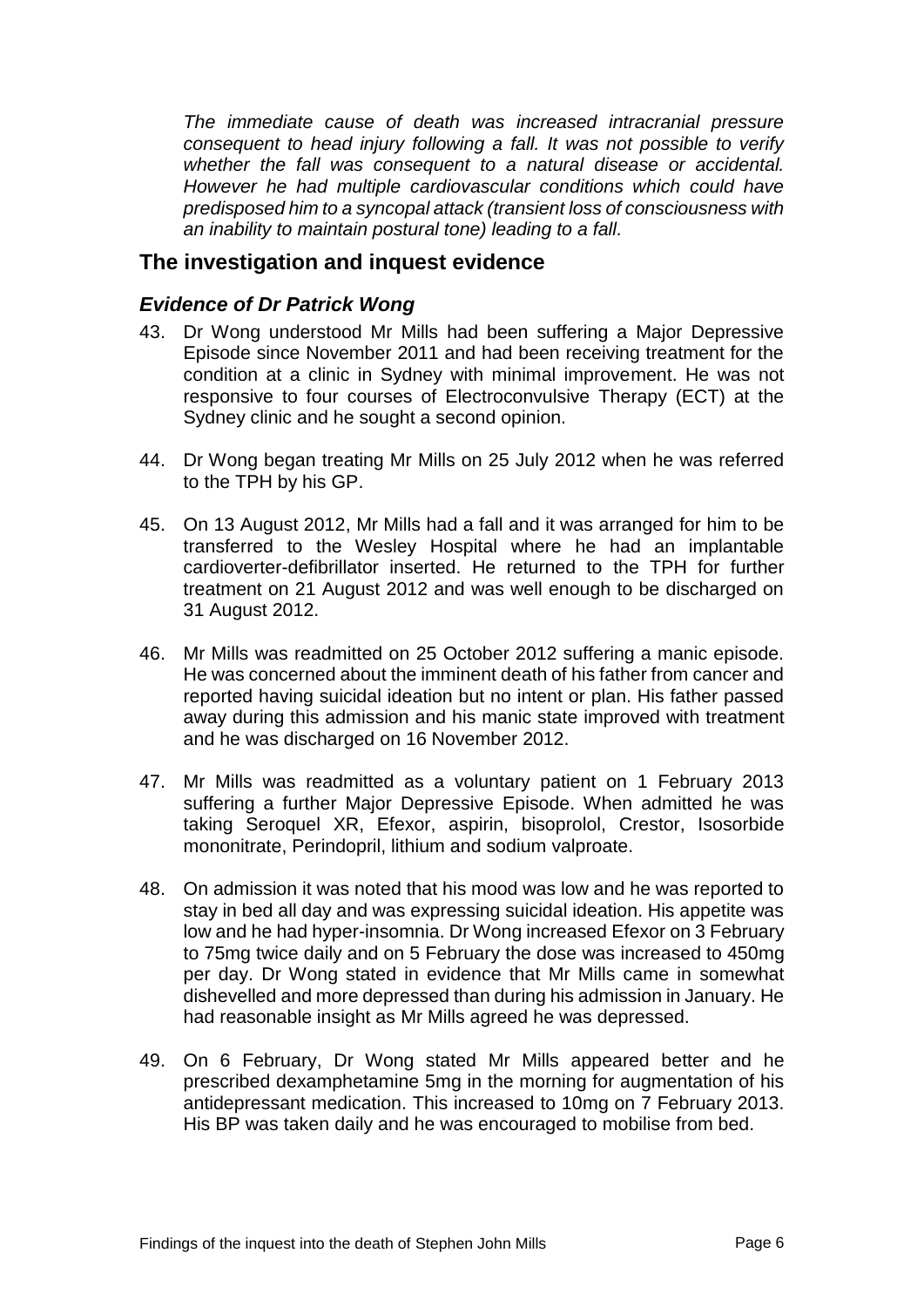*The immediate cause of death was increased intracranial pressure consequent to head injury following a fall. It was not possible to verify whether the fall was consequent to a natural disease or accidental. However he had multiple cardiovascular conditions which could have predisposed him to a syncopal attack (transient loss of consciousness with an inability to maintain postural tone) leading to a fall.*

## The investigation and inquest evidence

### *Evidence of Dr Patrick Wong*

43. Dr Wong understood Mr Mills had been suffering a Major Depressive Episode since November 2011 and had been receiving treatment for the condition at a clinic in Sydney with minimal improvement. He was not responsive to four courses of Electroconvulsive Therapy (ECT) at the Sydney clinic and he sought a second opinion.

44. Dr Wong began treating Mr Mills on 25 July 2012 when he was referred to the TPH by his GP.

45. On 13 August 2012, Mr Mills had a fall and it was arranged for him to be transferred to the Wesley Hospital where he had an implantable cardioverter-defibrillator inserted. He returned to the TPH for further treatment on 21 August 2012 and was well enough to be discharged on 31 August 2012.

46. Mr Mills was readmitted on 25 October 2012 suffering a manic episode. He was concerned about the imminent death of his father from cancer and reported having suicidal ideation but no intent or plan. His father passed away during this admission and his manic state improved with treatment and he was discharged on 16 November 2012.

47. Mr Mills was readmitted as a voluntary patient on 1 February 2013 suffering a further Major Depressive Episode. When admitted he was taking Seroquel XR, Efexor, aspirin, bisoprolol, Crestor, Isosorbide mononitrate, Perindopril, lithium and sodium valproate.

48. On admission it was noted that his mood was low and he was reported to stay in bed all day and was expressing suicidal ideation. His appetite was low and he had hyper-insomnia. Dr Wong increased Efexor on 3 February to 75mg twice daily and on 5 February the dose was increased to 450mg per day. Dr Wong stated in evidence that Mr Mills came in somewhat dishevelled and more depressed than during his admission in January. He had reasonable insight as Mr Mills agreed he was depressed.

49. On 6 February, Dr Wong stated Mr Mills appeared better and he prescribed dexamphetamine 5mg in the morning for augmentation of his antidepressant medication. This increased to 10mg on 7 February 2013. His BP was taken daily and he was encouraged to mobilise from bed.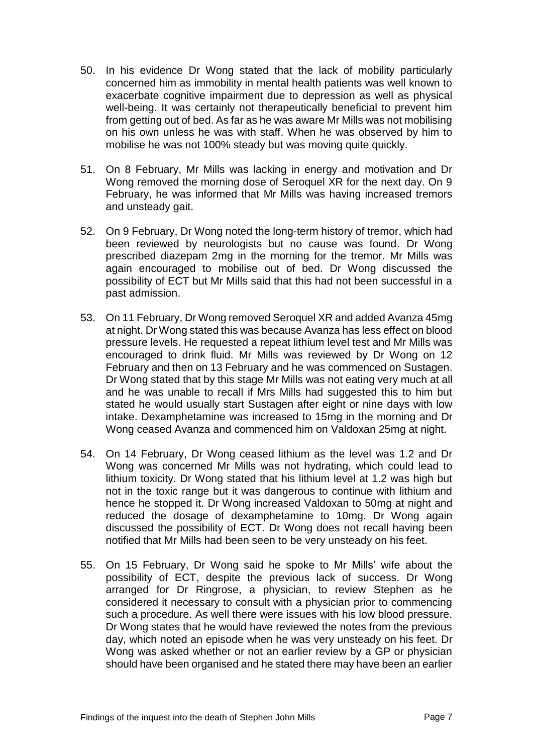50. In his evidence Dr Wong stated that the lack of mobility particularly concerned him as immobility in mental health patients was well known to exacerbate cognitive impairment due to depression as well as physical well-being. It was certainly not therapeutically beneficial to prevent him from getting out of bed. As far as he was aware Mr Mills was not mobilising on his own unless he was with staff. When he was observed by him to mobilise he was not 100% steady but was moving quite quickly.

51. On 8 February, Mr Mills was lacking in energy and motivation and Dr Wong removed the morning dose of Seroquel XR for the next day. On 9 February, he was informed that Mr Mills was having increased tremors and unsteady gait.

52. On 9 February, Dr Wong noted the long-term history of tremor, which had been reviewed by neurologists but no cause was found. Dr Wong prescribed diazepam 2mg in the morning for the tremor. Mr Mills was again encouraged to mobilise out of bed. Dr Wong discussed the possibility of ECT but Mr Mills said that this had not been successful in a past admission.

53. On 11 February, Dr Wong removed Seroquel XR and added Avanza 45mg at night. Dr Wong stated this was because Avanza has less effect on blood pressure levels. He requested a repeat lithium level test and Mr Mills was encouraged to drink fluid. Mr Mills was reviewed by Dr Wong on 12 February and then on 13 February and he was commenced on Sustagen. Dr Wong stated that by this stage Mr Mills was not eating very much at all and he was unable to recall if Mrs Mills had suggested this to him but stated he would usually start Sustagen after eight or nine days with low intake. Dexamphetamine was increased to 15mg in the morning and Dr Wong ceased Avanza and commenced him on Valdoxan 25mg at night.

54. On 14 February, Dr Wong ceased lithium as the level was 1.2 and Dr Wong was concerned Mr Mills was not hydrating, which could lead to lithium toxicity. Dr Wong stated that his lithium level at 1.2 was high but not in the toxic range but it was dangerous to continue with lithium and hence he stopped it. Dr Wong increased Valdoxan to 50mg at night and reduced the dosage of dexamphetamine to 10mg. Dr Wong again discussed the possibility of ECT. Dr Wong does not recall having been notified that Mr Mills had been seen to be very unsteady on his feet.

55. On 15 February, Dr Wong said he spoke to Mr Mills' wife about the possibility of ECT, despite the previous lack of success. Dr Wong arranged for Dr Ringrose, a physician, to review Stephen as he considered it necessary to consult with a physician prior to commencing such a procedure. As well there were issues with his low blood pressure. Dr Wong states that he would have reviewed the notes from the previous day, which noted an episode when he was very unsteady on his feet. Dr Wong was asked whether or not an earlier review by a GP or physician should have been organised and he stated there may have been an earlier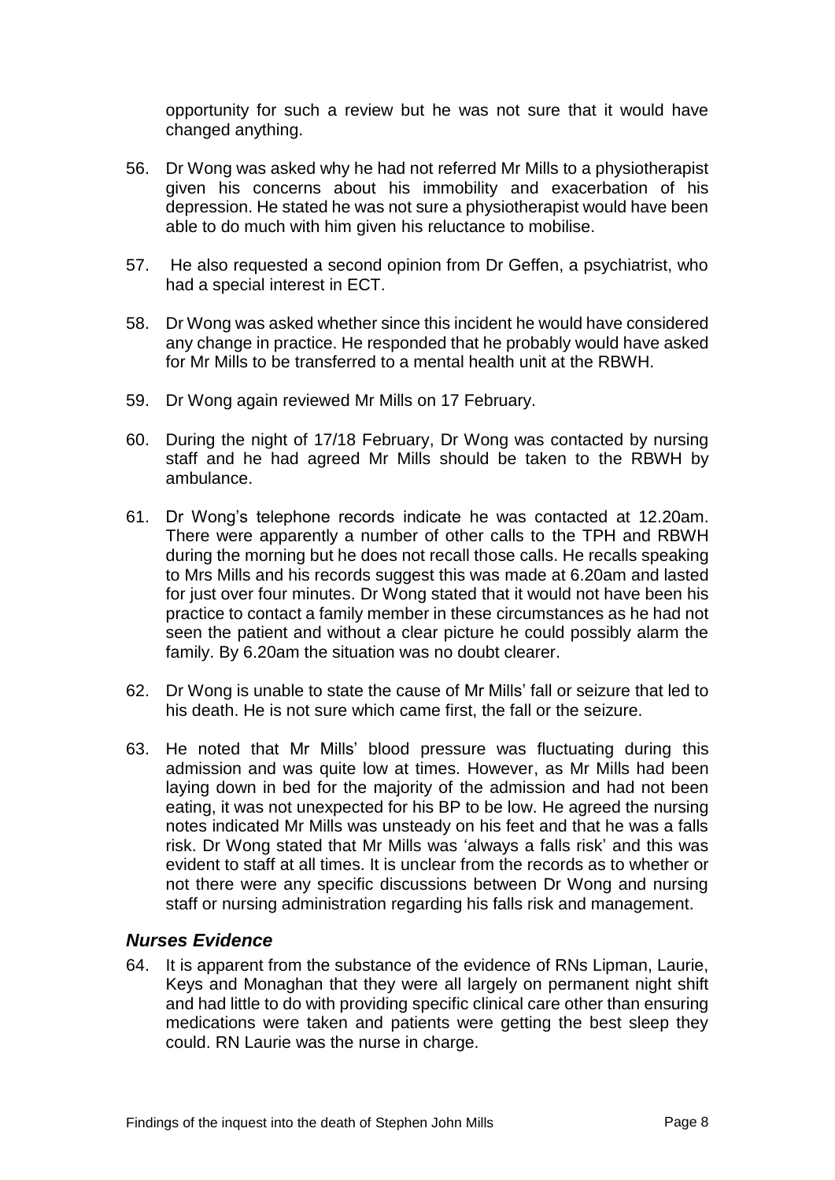opportunity for such a review but he was not sure that it would have changed anything.

56. Dr Wong was asked why he had not referred Mr Mills to a physiotherapist given his concerns about his immobility and exacerbation of his depression. He stated he was not sure a physiotherapist would have been able to do much with him given his reluctance to mobilise.

57. He also requested a second opinion from Dr Geffen, a psychiatrist, who had a special interest in ECT.

58. Dr Wong was asked whether since this incident he would have considered any change in practice. He responded that he probably would have asked for Mr Mills to be transferred to a mental health unit at the RBWH.

59. Dr Wong again reviewed Mr Mills on 17 February.

60. During the night of 17/18 February, Dr Wong was contacted by nursing staff and he had agreed Mr Mills should be taken to the RBWH by ambulance.

61. Dr Wong's telephone records indicate he was contacted at 12.20am. There were apparently a number of other calls to the TPH and RBWH during the morning but he does not recall those calls. He recalls speaking to Mrs Mills and his records suggest this was made at 6.20am and lasted for just over four minutes. Dr Wong stated that it would not have been his practice to contact a family member in these circumstances as he had not seen the patient and without a clear picture he could possibly alarm the family. By 6.20am the situation was no doubt clearer.

62. Dr Wong is unable to state the cause of Mr Mills' fall or seizure that led to his death. He is not sure which came first, the fall or the seizure.

63. He noted that Mr Mills' blood pressure was fluctuating during this admission and was quite low at times. However, as Mr Mills had been laying down in bed for the majority of the admission and had not been eating, it was not unexpected for his BP to be low. He agreed the nursing notes indicated Mr Mills was unsteady on his feet and that he was a falls risk. Dr Wong stated that Mr Mills was 'always a falls risk' and this was evident to staff at all times. It is unclear from the records as to whether or not there were any specific discussions between Dr Wong and nursing staff or nursing administration regarding his falls risk and management.

## *Nurses Evidence*

64. It is apparent from the substance of the evidence of RNs Lipman, Laurie, Keys and Monaghan that they were all largely on permanent night shift and had little to do with providing specific clinical care other than ensuring medications were taken and patients were getting the best sleep they could. RN Laurie was the nurse in charge.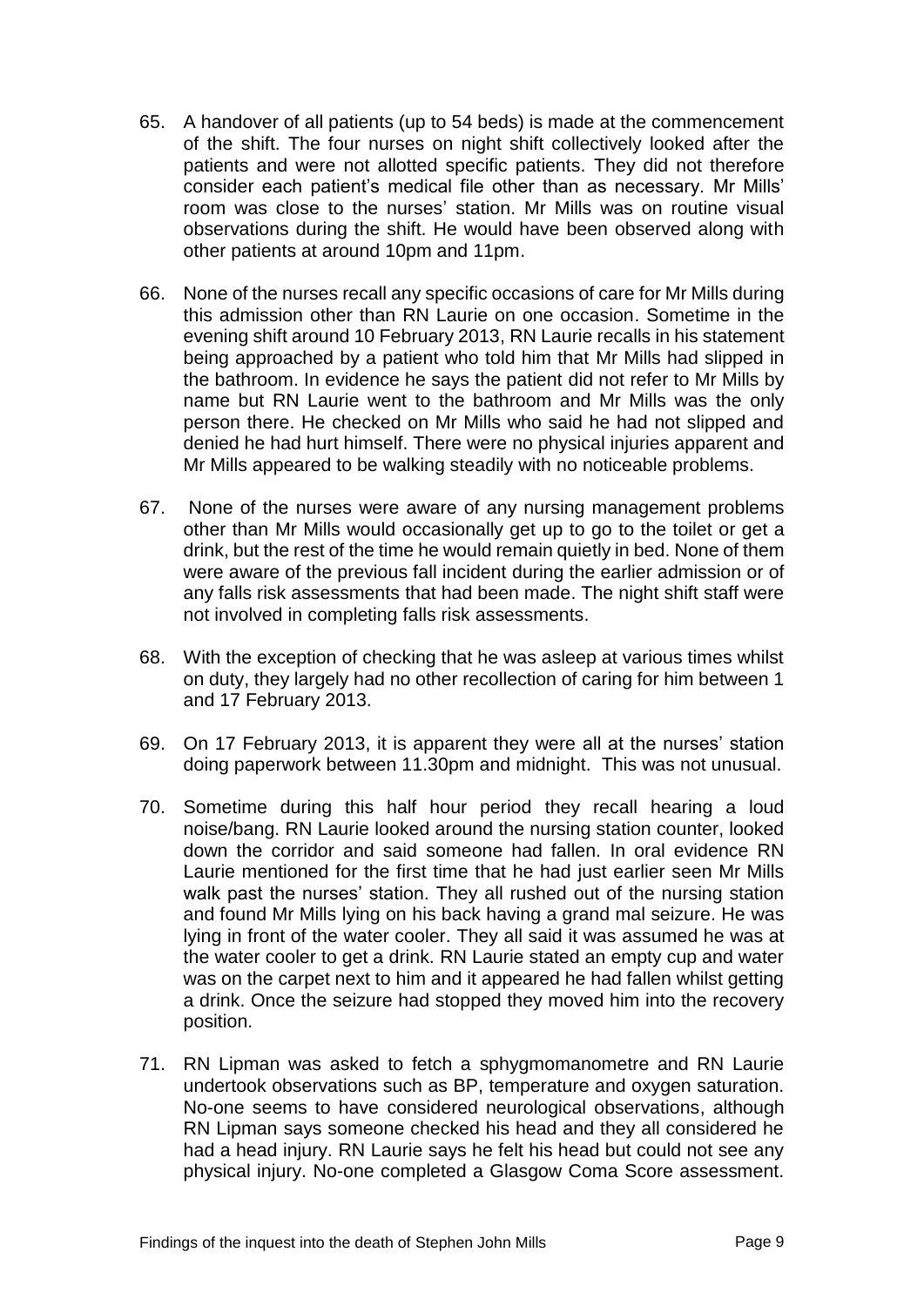65. A handover of all patients (up to 54 beds) is made at the commencement of the shift. The four nurses on night shift collectively looked after the patients and were not allotted specific patients. They did not therefore consider each patient's medical file other than as necessary. Mr Mills' room was close to the nurses' station. Mr Mills was on routine visual observations during the shift. He would have been observed along with other patients at around 10pm and 11pm.

66. None of the nurses recall any specific occasions of care for Mr Mills during this admission other than RN Laurie on one occasion. Sometime in the evening shift around 10 February 2013, RN Laurie recalls in his statement being approached by a patient who told him that Mr Mills had slipped in the bathroom. In evidence he says the patient did not refer to Mr Mills by name but RN Laurie went to the bathroom and Mr Mills was the only person there. He checked on Mr Mills who said he had not slipped and denied he had hurt himself. There were no physical injuries apparent and Mr Mills appeared to be walking steadily with no noticeable problems.

67. None of the nurses were aware of any nursing management problems other than Mr Mills would occasionally get up to go to the toilet or get a drink, but the rest of the time he would remain quietly in bed. None of them were aware of the previous fall incident during the earlier admission or of any falls risk assessments that had been made. The night shift staff were not involved in completing falls risk assessments.

68. With the exception of checking that he was asleep at various times whilst on duty, they largely had no other recollection of caring for him between 1 and 17 February 2013.

69. On 17 February 2013, it is apparent they were all at the nurses' station doing paperwork between 11.30pm and midnight. This was not unusual.

70. Sometime during this half hour period they recall hearing a loud noise/bang. RN Laurie looked around the nursing station counter, looked down the corridor and said someone had fallen. In oral evidence RN Laurie mentioned for the first time that he had just earlier seen Mr Mills walk past the nurses' station. They all rushed out of the nursing station and found Mr Mills lying on his back having a grand mal seizure. He was lying in front of the water cooler. They all said it was assumed he was at the water cooler to get a drink. RN Laurie stated an empty cup and water was on the carpet next to him and it appeared he had fallen whilst getting a drink. Once the seizure had stopped they moved him into the recovery position.

71. RN Lipman was asked to fetch a sphygmomanometre and RN Laurie undertook observations such as BP, temperature and oxygen saturation. No-one seems to have considered neurological observations, although RN Lipman says someone checked his head and they all considered he had a head injury. RN Laurie says he felt his head but could not see any physical injury. No-one completed a Glasgow Coma Score assessment.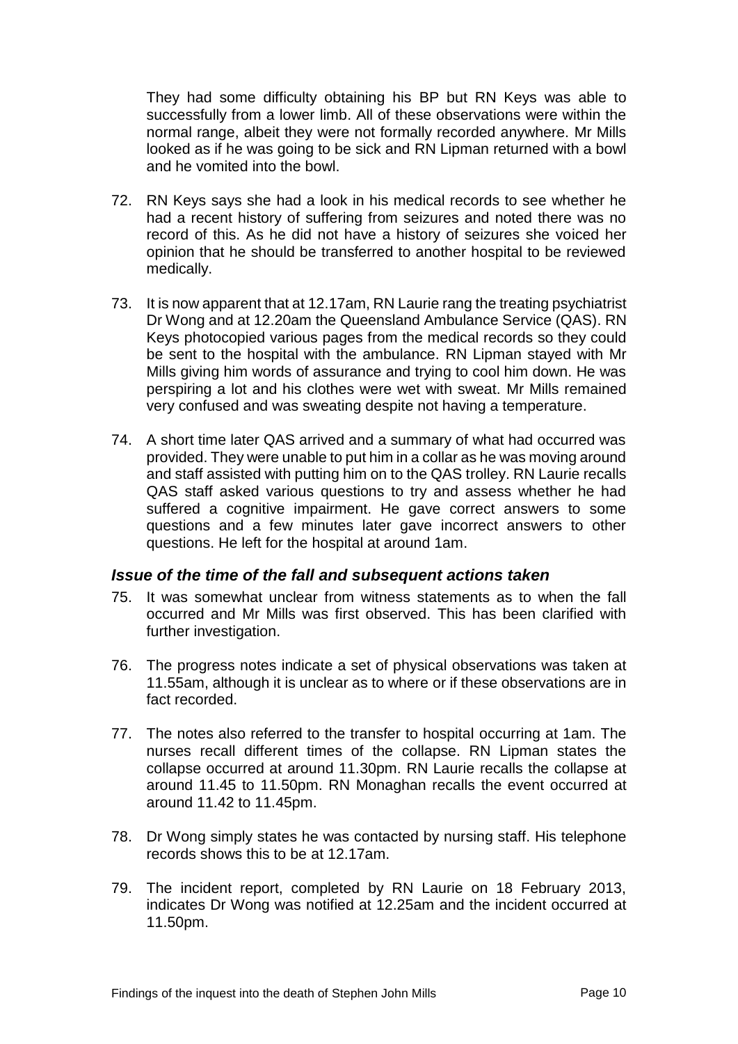They had some difficulty obtaining his BP but RN Keys was able to successfully from a lower limb. All of these observations were within the normal range, albeit they were not formally recorded anywhere. Mr Mills looked as if he was going to be sick and RN Lipman returned with a bowl and he vomited into the bowl.

72. RN Keys says she had a look in his medical records to see whether he had a recent history of suffering from seizures and noted there was no record of this. As he did not have a history of seizures she voiced her opinion that he should be transferred to another hospital to be reviewed medically.

73. It is now apparent that at 12.17am, RN Laurie rang the treating psychiatrist Dr Wong and at 12.20am the Queensland Ambulance Service (QAS). RN Keys photocopied various pages from the medical records so they could be sent to the hospital with the ambulance. RN Lipman stayed with Mr Mills giving him words of assurance and trying to cool him down. He was perspiring a lot and his clothes were wet with sweat. Mr Mills remained very confused and was sweating despite not having a temperature.

74. A short time later QAS arrived and a summary of what had occurred was provided. They were unable to put him in a collar as he was moving around and staff assisted with putting him on to the QAS trolley. RN Laurie recalls QAS staff asked various questions to try and assess whether he had suffered a cognitive impairment. He gave correct answers to some questions and a few minutes later gave incorrect answers to other questions. He left for the hospital at around 1am.

### *Issue of the time of the fall and subsequent actions taken*

75. It was somewhat unclear from witness statements as to when the fall occurred and Mr Mills was first observed. This has been clarified with further investigation.

76. The progress notes indicate a set of physical observations was taken at 11.55am, although it is unclear as to where or if these observations are in fact recorded.

77. The notes also referred to the transfer to hospital occurring at 1am. The nurses recall different times of the collapse. RN Lipman states the collapse occurred at around 11.30pm. RN Laurie recalls the collapse at around 11.45 to 11.50pm. RN Monaghan recalls the event occurred at around 11.42 to 11.45pm.

78. Dr Wong simply states he was contacted by nursing staff. His telephone records shows this to be at 12.17am.

79. The incident report, completed by RN Laurie on 18 February 2013, indicates Dr Wong was notified at 12.25am and the incident occurred at 11.50pm.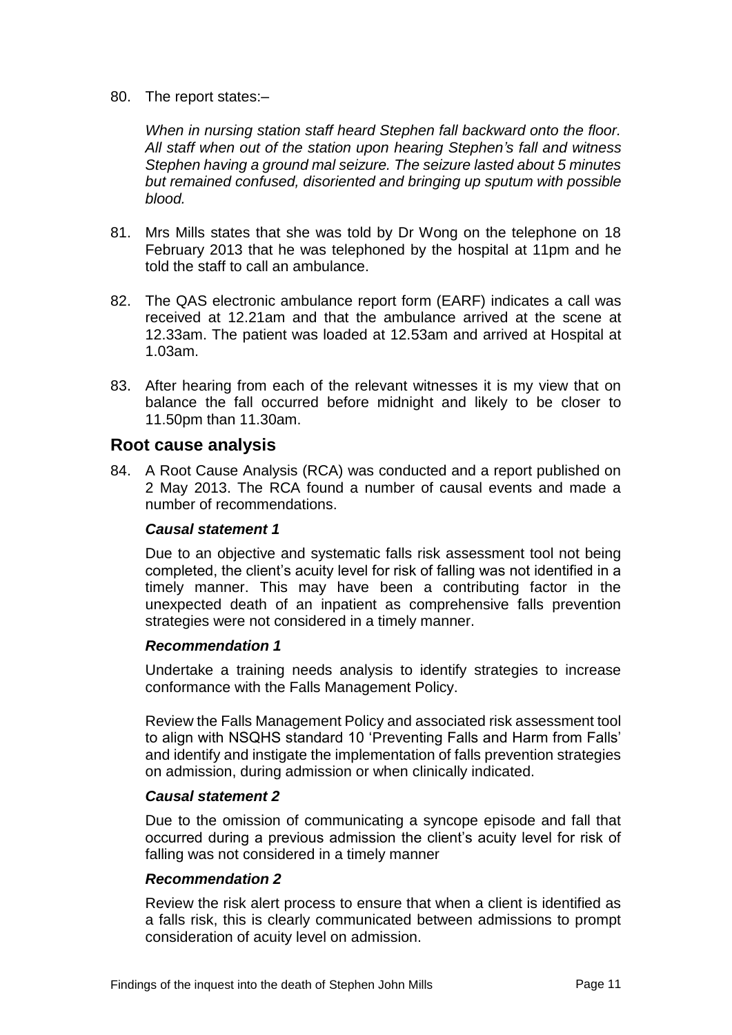80. The report states:–

    *When in nursing station staff heard Stephen fall backward onto the floor. All staff when out of the station upon hearing Stephen's fall and witness Stephen having a ground mal seizure. The seizure lasted about 5 minutes but remained confused, disoriented and bringing up sputum with possible blood.*

81. Mrs Mills states that she was told by Dr Wong on the telephone on 18 February 2013 that he was telephoned by the hospital at 11pm and he told the staff to call an ambulance.

82. The QAS electronic ambulance report form (EARF) indicates a call was received at 12.21am and that the ambulance arrived at the scene at 12.33am. The patient was loaded at 12.53am and arrived at Hospital at 1.03am.

83. After hearing from each of the relevant witnesses it is my view that on balance the fall occurred before midnight and likely to be closer to 11.50pm than 11.30am.

## Root cause analysis

84. A Root Cause Analysis (RCA) was conducted and a report published on 2 May 2013. The RCA found a number of causal events and made a number of recommendations.

    ***Causal statement 1***

    Due to an objective and systematic falls risk assessment tool not being completed, the client's acuity level for risk of falling was not identified in a timely manner. This may have been a contributing factor in the unexpected death of an inpatient as comprehensive falls prevention strategies were not considered in a timely manner.

    ***Recommendation 1***

    Undertake a training needs analysis to identify strategies to increase conformance with the Falls Management Policy.

    Review the Falls Management Policy and associated risk assessment tool to align with NSQHS standard 10 'Preventing Falls and Harm from Falls' and identify and instigate the implementation of falls prevention strategies on admission, during admission or when clinically indicated.

    ***Causal statement 2***

    Due to the omission of communicating a syncope episode and fall that occurred during a previous admission the client's acuity level for risk of falling was not considered in a timely manner

    ***Recommendation 2***

    Review the risk alert process to ensure that when a client is identified as a falls risk, this is clearly communicated between admissions to prompt consideration of acuity level on admission.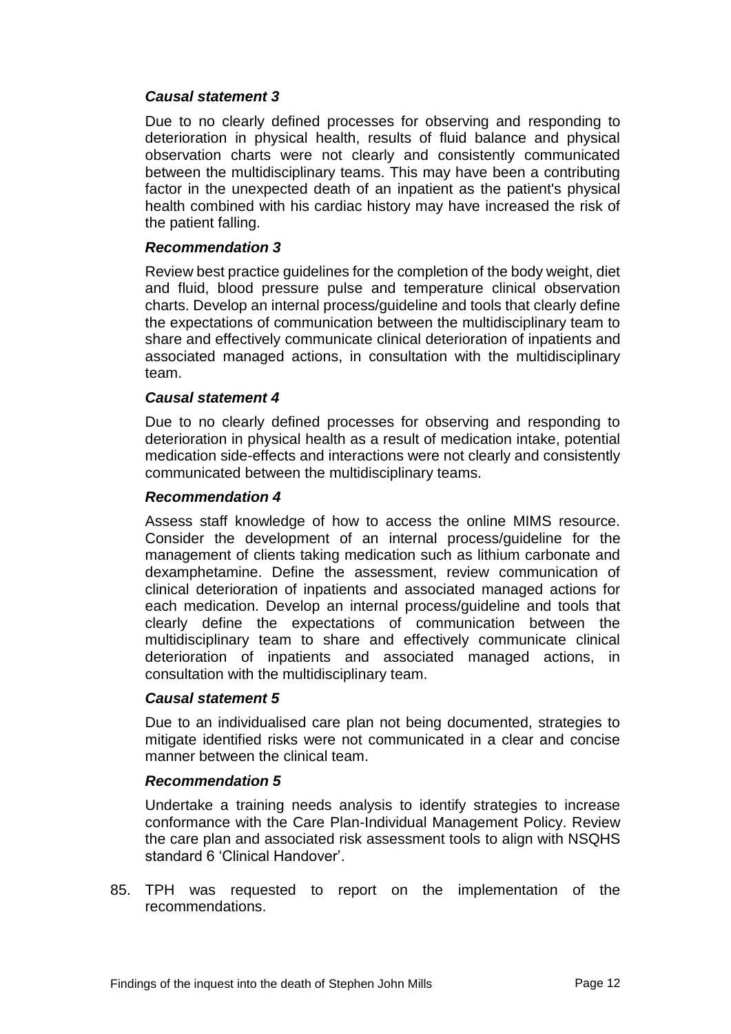***Causal statement 3***

Due to no clearly defined processes for observing and responding to deterioration in physical health, results of fluid balance and physical observation charts were not clearly and consistently communicated between the multidisciplinary teams. This may have been a contributing factor in the unexpected death of an inpatient as the patient's physical health combined with his cardiac history may have increased the risk of the patient falling.

***Recommendation 3***

Review best practice guidelines for the completion of the body weight, diet and fluid, blood pressure pulse and temperature clinical observation charts. Develop an internal process/guideline and tools that clearly define the expectations of communication between the multidisciplinary team to share and effectively communicate clinical deterioration of inpatients and associated managed actions, in consultation with the multidisciplinary team.

***Causal statement 4***

Due to no clearly defined processes for observing and responding to deterioration in physical health as a result of medication intake, potential medication side-effects and interactions were not clearly and consistently communicated between the multidisciplinary teams.

***Recommendation 4***

Assess staff knowledge of how to access the online MIMS resource. Consider the development of an internal process/guideline for the management of clients taking medication such as lithium carbonate and dexamphetamine. Define the assessment, review communication of clinical deterioration of inpatients and associated managed actions for each medication. Develop an internal process/guideline and tools that clearly define the expectations of communication between the multidisciplinary team to share and effectively communicate clinical deterioration of inpatients and associated managed actions, in consultation with the multidisciplinary team.

***Causal statement 5***

Due to an individualised care plan not being documented, strategies to mitigate identified risks were not communicated in a clear and concise manner between the clinical team.

***Recommendation 5***

Undertake a training needs analysis to identify strategies to increase conformance with the Care Plan-Individual Management Policy. Review the care plan and associated risk assessment tools to align with NSQHS standard 6 'Clinical Handover'.

85. TPH was requested to report on the implementation of the recommendations.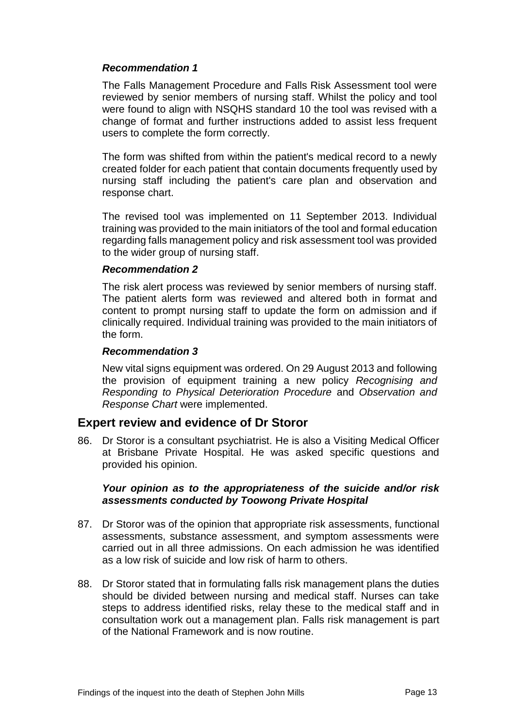### *Recommendation 1*

The Falls Management Procedure and Falls Risk Assessment tool were reviewed by senior members of nursing staff. Whilst the policy and tool were found to align with NSQHS standard 10 the tool was revised with a change of format and further instructions added to assist less frequent users to complete the form correctly.

The form was shifted from within the patient's medical record to a newly created folder for each patient that contain documents frequently used by nursing staff including the patient's care plan and observation and response chart.

The revised tool was implemented on 11 September 2013. Individual training was provided to the main initiators of the tool and formal education regarding falls management policy and risk assessment tool was provided to the wider group of nursing staff.

### *Recommendation 2*

The risk alert process was reviewed by senior members of nursing staff. The patient alerts form was reviewed and altered both in format and content to prompt nursing staff to update the form on admission and if clinically required. Individual training was provided to the main initiators of the form.

### *Recommendation 3*

New vital signs equipment was ordered. On 29 August 2013 and following the provision of equipment training a new policy *Recognising and Responding to Physical Deterioration Procedure* and *Observation and Response Chart* were implemented.

## Expert review and evidence of Dr Storor

86. Dr Storor is a consultant psychiatrist. He is also a Visiting Medical Officer at Brisbane Private Hospital. He was asked specific questions and provided his opinion.

***Your opinion as to the appropriateness of the suicide and/or risk assessments conducted by Toowong Private Hospital***

87. Dr Storor was of the opinion that appropriate risk assessments, functional assessments, substance assessment, and symptom assessments were carried out in all three admissions. On each admission he was identified as a low risk of suicide and low risk of harm to others.

88. Dr Storor stated that in formulating falls risk management plans the duties should be divided between nursing and medical staff. Nurses can take steps to address identified risks, relay these to the medical staff and in consultation work out a management plan. Falls risk management is part of the National Framework and is now routine.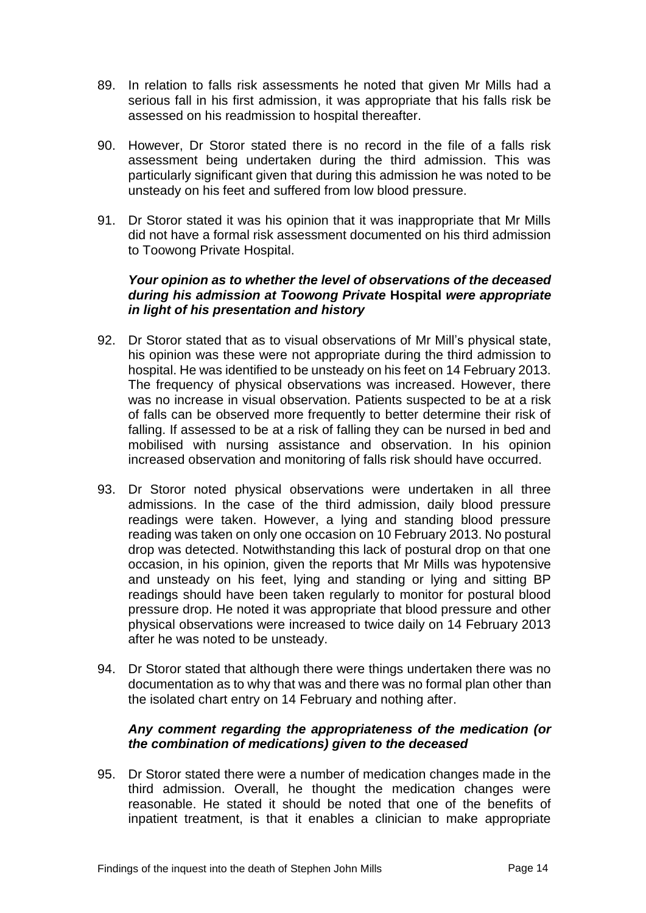89. In relation to falls risk assessments he noted that given Mr Mills had a serious fall in his first admission, it was appropriate that his falls risk be assessed on his readmission to hospital thereafter.

90. However, Dr Storor stated there is no record in the file of a falls risk assessment being undertaken during the third admission. This was particularly significant given that during this admission he was noted to be unsteady on his feet and suffered from low blood pressure.

91. Dr Storor stated it was his opinion that it was inappropriate that Mr Mills did not have a formal risk assessment documented on his third admission to Toowong Private Hospital.

### *Your opinion as to whether the level of observations of the deceased during his admission at Toowong Private* **Hospital** *were appropriate in light of his presentation and history*

92. Dr Storor stated that as to visual observations of Mr Mill's physical state, his opinion was these were not appropriate during the third admission to hospital. He was identified to be unsteady on his feet on 14 February 2013. The frequency of physical observations was increased. However, there was no increase in visual observation. Patients suspected to be at a risk of falls can be observed more frequently to better determine their risk of falling. If assessed to be at a risk of falling they can be nursed in bed and mobilised with nursing assistance and observation. In his opinion increased observation and monitoring of falls risk should have occurred.

93. Dr Storor noted physical observations were undertaken in all three admissions. In the case of the third admission, daily blood pressure readings were taken. However, a lying and standing blood pressure reading was taken on only one occasion on 10 February 2013. No postural drop was detected. Notwithstanding this lack of postural drop on that one occasion, in his opinion, given the reports that Mr Mills was hypotensive and unsteady on his feet, lying and standing or lying and sitting BP readings should have been taken regularly to monitor for postural blood pressure drop. He noted it was appropriate that blood pressure and other physical observations were increased to twice daily on 14 February 2013 after he was noted to be unsteady.

94. Dr Storor stated that although there were things undertaken there was no documentation as to why that was and there was no formal plan other than the isolated chart entry on 14 February and nothing after.

### *Any comment regarding the appropriateness of the medication (or the combination of medications) given to the deceased*

95. Dr Storor stated there were a number of medication changes made in the third admission. Overall, he thought the medication changes were reasonable. He stated it should be noted that one of the benefits of inpatient treatment, is that it enables a clinician to make appropriate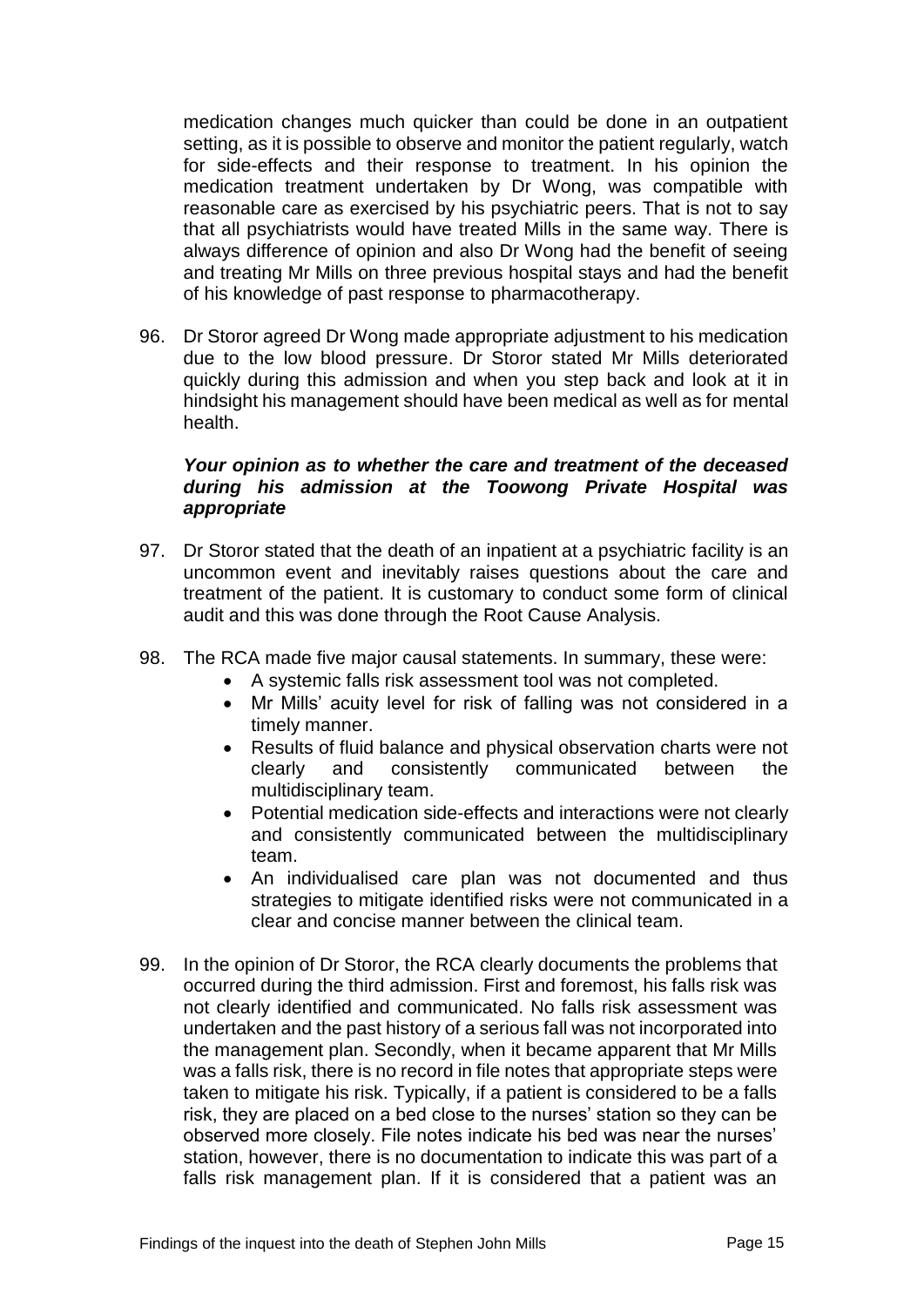medication changes much quicker than could be done in an outpatient setting, as it is possible to observe and monitor the patient regularly, watch for side-effects and their response to treatment. In his opinion the medication treatment undertaken by Dr Wong, was compatible with reasonable care as exercised by his psychiatric peers. That is not to say that all psychiatrists would have treated Mills in the same way. There is always difference of opinion and also Dr Wong had the benefit of seeing and treating Mr Mills on three previous hospital stays and had the benefit of his knowledge of past response to pharmacotherapy.

96. Dr Storor agreed Dr Wong made appropriate adjustment to his medication due to the low blood pressure. Dr Storor stated Mr Mills deteriorated quickly during this admission and when you step back and look at it in hindsight his management should have been medical as well as for mental health.

***Your opinion as to whether the care and treatment of the deceased during his admission at the Toowong Private Hospital was appropriate***

97. Dr Storor stated that the death of an inpatient at a psychiatric facility is an uncommon event and inevitably raises questions about the care and treatment of the patient. It is customary to conduct some form of clinical audit and this was done through the Root Cause Analysis.

98. The RCA made five major causal statements. In summary, these were:
    - A systemic falls risk assessment tool was not completed.
    - Mr Mills' acuity level for risk of falling was not considered in a timely manner.
    - Results of fluid balance and physical observation charts were not clearly and consistently communicated between the multidisciplinary team.
    - Potential medication side-effects and interactions were not clearly and consistently communicated between the multidisciplinary team.
    - An individualised care plan was not documented and thus strategies to mitigate identified risks were not communicated in a clear and concise manner between the clinical team.

99. In the opinion of Dr Storor, the RCA clearly documents the problems that occurred during the third admission. First and foremost, his falls risk was not clearly identified and communicated. No falls risk assessment was undertaken and the past history of a serious fall was not incorporated into the management plan. Secondly, when it became apparent that Mr Mills was a falls risk, there is no record in file notes that appropriate steps were taken to mitigate his risk. Typically, if a patient is considered to be a falls risk, they are placed on a bed close to the nurses' station so they can be observed more closely. File notes indicate his bed was near the nurses' station, however, there is no documentation to indicate this was part of a falls risk management plan. If it is considered that a patient was an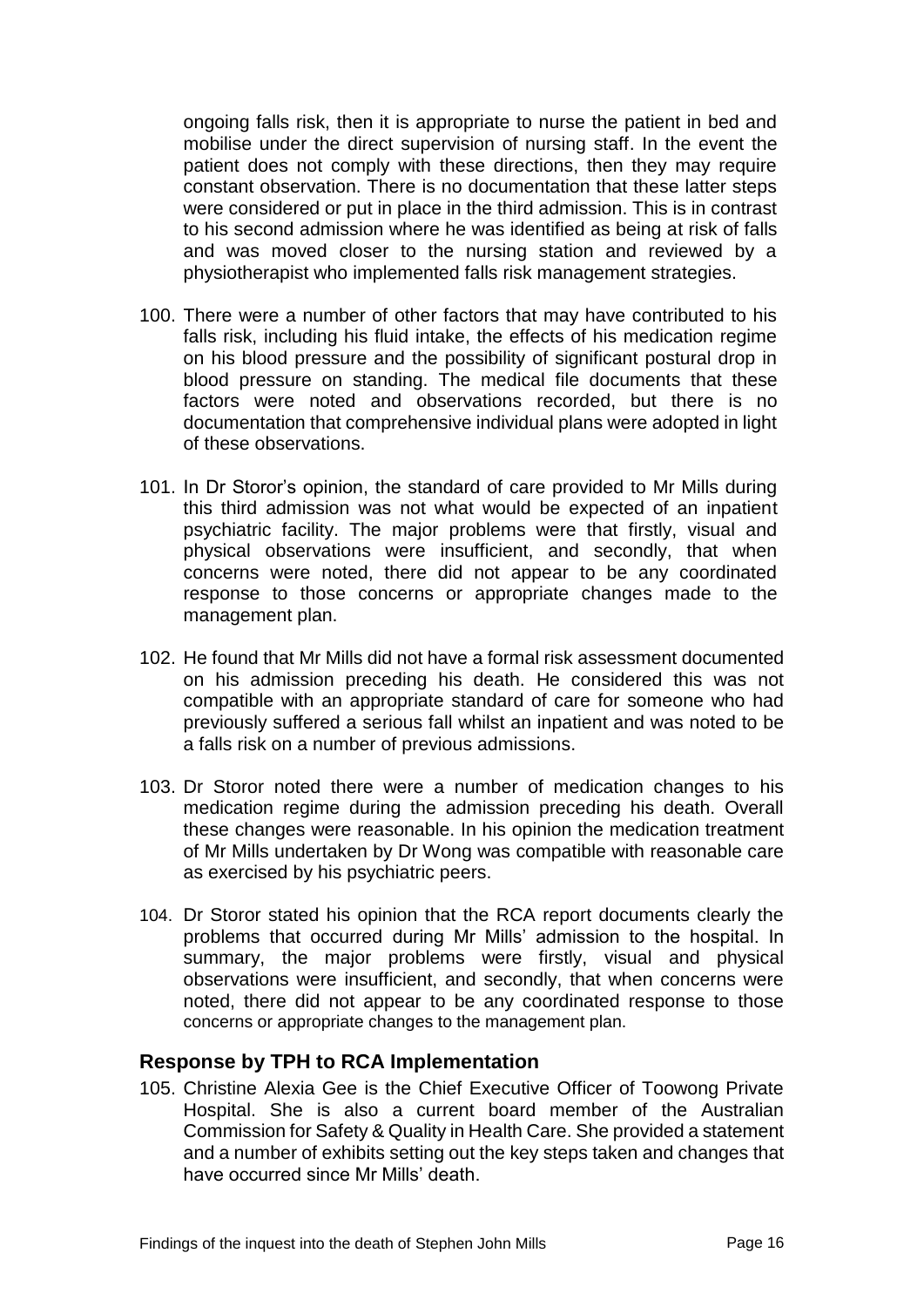ongoing falls risk, then it is appropriate to nurse the patient in bed and mobilise under the direct supervision of nursing staff. In the event the patient does not comply with these directions, then they may require constant observation. There is no documentation that these latter steps were considered or put in place in the third admission. This is in contrast to his second admission where he was identified as being at risk of falls and was moved closer to the nursing station and reviewed by a physiotherapist who implemented falls risk management strategies.

100. There were a number of other factors that may have contributed to his falls risk, including his fluid intake, the effects of his medication regime on his blood pressure and the possibility of significant postural drop in blood pressure on standing. The medical file documents that these factors were noted and observations recorded, but there is no documentation that comprehensive individual plans were adopted in light of these observations.

101. In Dr Storor's opinion, the standard of care provided to Mr Mills during this third admission was not what would be expected of an inpatient psychiatric facility. The major problems were that firstly, visual and physical observations were insufficient, and secondly, that when concerns were noted, there did not appear to be any coordinated response to those concerns or appropriate changes made to the management plan.

102. He found that Mr Mills did not have a formal risk assessment documented on his admission preceding his death. He considered this was not compatible with an appropriate standard of care for someone who had previously suffered a serious fall whilst an inpatient and was noted to be a falls risk on a number of previous admissions.

103. Dr Storor noted there were a number of medication changes to his medication regime during the admission preceding his death. Overall these changes were reasonable. In his opinion the medication treatment of Mr Mills undertaken by Dr Wong was compatible with reasonable care as exercised by his psychiatric peers.

104. Dr Storor stated his opinion that the RCA report documents clearly the problems that occurred during Mr Mills' admission to the hospital. In summary, the major problems were firstly, visual and physical observations were insufficient, and secondly, that when concerns were noted, there did not appear to be any coordinated response to those concerns or appropriate changes to the management plan.

## Response by TPH to RCA Implementation

105. Christine Alexia Gee is the Chief Executive Officer of Toowong Private Hospital. She is also a current board member of the Australian Commission for Safety & Quality in Health Care. She provided a statement and a number of exhibits setting out the key steps taken and changes that have occurred since Mr Mills' death.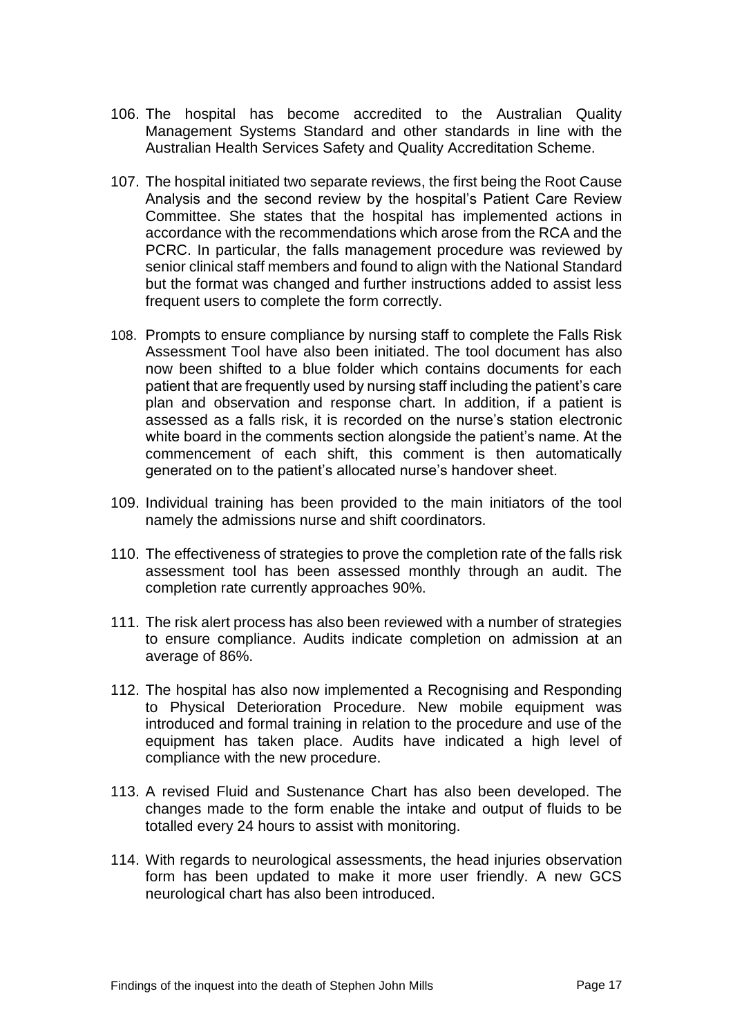106. The hospital has become accredited to the Australian Quality Management Systems Standard and other standards in line with the Australian Health Services Safety and Quality Accreditation Scheme.

107. The hospital initiated two separate reviews, the first being the Root Cause Analysis and the second review by the hospital's Patient Care Review Committee. She states that the hospital has implemented actions in accordance with the recommendations which arose from the RCA and the PCRC. In particular, the falls management procedure was reviewed by senior clinical staff members and found to align with the National Standard but the format was changed and further instructions added to assist less frequent users to complete the form correctly.

108. Prompts to ensure compliance by nursing staff to complete the Falls Risk Assessment Tool have also been initiated. The tool document has also now been shifted to a blue folder which contains documents for each patient that are frequently used by nursing staff including the patient's care plan and observation and response chart. In addition, if a patient is assessed as a falls risk, it is recorded on the nurse's station electronic white board in the comments section alongside the patient's name. At the commencement of each shift, this comment is then automatically generated on to the patient's allocated nurse's handover sheet.

109. Individual training has been provided to the main initiators of the tool namely the admissions nurse and shift coordinators.

110. The effectiveness of strategies to prove the completion rate of the falls risk assessment tool has been assessed monthly through an audit. The completion rate currently approaches 90%.

111. The risk alert process has also been reviewed with a number of strategies to ensure compliance. Audits indicate completion on admission at an average of 86%.

112. The hospital has also now implemented a Recognising and Responding to Physical Deterioration Procedure. New mobile equipment was introduced and formal training in relation to the procedure and use of the equipment has taken place. Audits have indicated a high level of compliance with the new procedure.

113. A revised Fluid and Sustenance Chart has also been developed. The changes made to the form enable the intake and output of fluids to be totalled every 24 hours to assist with monitoring.

114. With regards to neurological assessments, the head injuries observation form has been updated to make it more user friendly. A new GCS neurological chart has also been introduced.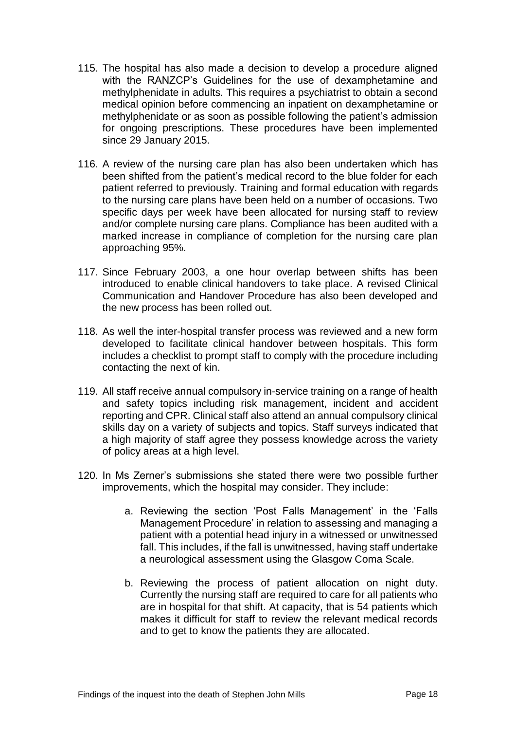115. The hospital has also made a decision to develop a procedure aligned with the RANZCP's Guidelines for the use of dexamphetamine and methylphenidate in adults. This requires a psychiatrist to obtain a second medical opinion before commencing an inpatient on dexamphetamine or methylphenidate or as soon as possible following the patient's admission for ongoing prescriptions. These procedures have been implemented since 29 January 2015.

116. A review of the nursing care plan has also been undertaken which has been shifted from the patient's medical record to the blue folder for each patient referred to previously. Training and formal education with regards to the nursing care plans have been held on a number of occasions. Two specific days per week have been allocated for nursing staff to review and/or complete nursing care plans. Compliance has been audited with a marked increase in compliance of completion for the nursing care plan approaching 95%.

117. Since February 2003, a one hour overlap between shifts has been introduced to enable clinical handovers to take place. A revised Clinical Communication and Handover Procedure has also been developed and the new process has been rolled out.

118. As well the inter-hospital transfer process was reviewed and a new form developed to facilitate clinical handover between hospitals. This form includes a checklist to prompt staff to comply with the procedure including contacting the next of kin.

119. All staff receive annual compulsory in-service training on a range of health and safety topics including risk management, incident and accident reporting and CPR. Clinical staff also attend an annual compulsory clinical skills day on a variety of subjects and topics. Staff surveys indicated that a high majority of staff agree they possess knowledge across the variety of policy areas at a high level.

120. In Ms Zerner's submissions she stated there were two possible further improvements, which the hospital may consider. They include:

    a. Reviewing the section 'Post Falls Management' in the 'Falls Management Procedure' in relation to assessing and managing a patient with a potential head injury in a witnessed or unwitnessed fall. This includes, if the fall is unwitnessed, having staff undertake a neurological assessment using the Glasgow Coma Scale.

    b. Reviewing the process of patient allocation on night duty. Currently the nursing staff are required to care for all patients who are in hospital for that shift. At capacity, that is 54 patients which makes it difficult for staff to review the relevant medical records and to get to know the patients they are allocated.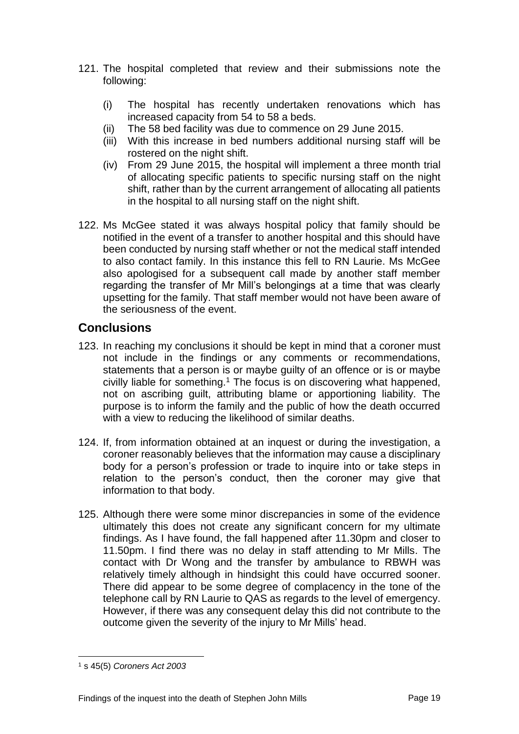121. The hospital completed that review and their submissions note the following:

   (i) The hospital has recently undertaken renovations which has increased capacity from 54 to 58 a beds.
   (ii) The 58 bed facility was due to commence on 29 June 2015.
   (iii) With this increase in bed numbers additional nursing staff will be rostered on the night shift.
   (iv) From 29 June 2015, the hospital will implement a three month trial of allocating specific patients to specific nursing staff on the night shift, rather than by the current arrangement of allocating all patients in the hospital to all nursing staff on the night shift.

122. Ms McGee stated it was always hospital policy that family should be notified in the event of a transfer to another hospital and this should have been conducted by nursing staff whether or not the medical staff intended to also contact family. In this instance this fell to RN Laurie. Ms McGee also apologised for a subsequent call made by another staff member regarding the transfer of Mr Mill's belongings at a time that was clearly upsetting for the family. That staff member would not have been aware of the seriousness of the event.

## Conclusions

123. In reaching my conclusions it should be kept in mind that a coroner must not include in the findings or any comments or recommendations, statements that a person is or maybe guilty of an offence or is or maybe civilly liable for something.[1] The focus is on discovering what happened, not on ascribing guilt, attributing blame or apportioning liability. The purpose is to inform the family and the public of how the death occurred with a view to reducing the likelihood of similar deaths.

124. If, from information obtained at an inquest or during the investigation, a coroner reasonably believes that the information may cause a disciplinary body for a person's profession or trade to inquire into or take steps in relation to the person's conduct, then the coroner may give that information to that body.

125. Although there were some minor discrepancies in some of the evidence ultimately this does not create any significant concern for my ultimate findings. As I have found, the fall happened after 11.30pm and closer to 11.50pm. I find there was no delay in staff attending to Mr Mills. The contact with Dr Wong and the transfer by ambulance to RBWH was relatively timely although in hindsight this could have occurred sooner. There did appear to be some degree of complacency in the tone of the telephone call by RN Laurie to QAS as regards to the level of emergency. However, if there was any consequent delay this did not contribute to the outcome given the severity of the injury to Mr Mills' head.

---

[1] s 45(5) *Coroners Act 2003*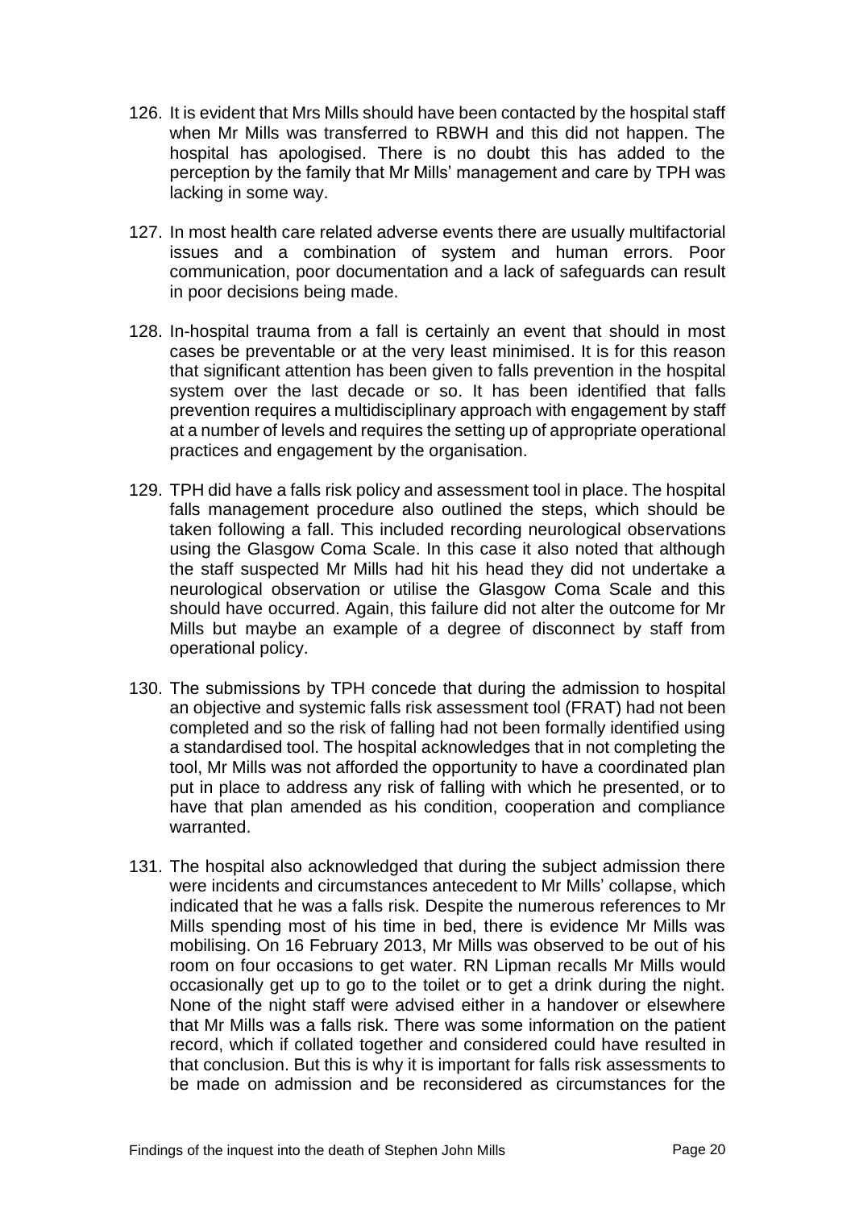126. It is evident that Mrs Mills should have been contacted by the hospital staff when Mr Mills was transferred to RBWH and this did not happen. The hospital has apologised. There is no doubt this has added to the perception by the family that Mr Mills' management and care by TPH was lacking in some way.

127. In most health care related adverse events there are usually multifactorial issues and a combination of system and human errors. Poor communication, poor documentation and a lack of safeguards can result in poor decisions being made.

128. In-hospital trauma from a fall is certainly an event that should in most cases be preventable or at the very least minimised. It is for this reason that significant attention has been given to falls prevention in the hospital system over the last decade or so. It has been identified that falls prevention requires a multidisciplinary approach with engagement by staff at a number of levels and requires the setting up of appropriate operational practices and engagement by the organisation.

129. TPH did have a falls risk policy and assessment tool in place. The hospital falls management procedure also outlined the steps, which should be taken following a fall. This included recording neurological observations using the Glasgow Coma Scale. In this case it also noted that although the staff suspected Mr Mills had hit his head they did not undertake a neurological observation or utilise the Glasgow Coma Scale and this should have occurred. Again, this failure did not alter the outcome for Mr Mills but maybe an example of a degree of disconnect by staff from operational policy.

130. The submissions by TPH concede that during the admission to hospital an objective and systemic falls risk assessment tool (FRAT) had not been completed and so the risk of falling had not been formally identified using a standardised tool. The hospital acknowledges that in not completing the tool, Mr Mills was not afforded the opportunity to have a coordinated plan put in place to address any risk of falling with which he presented, or to have that plan amended as his condition, cooperation and compliance warranted.

131. The hospital also acknowledged that during the subject admission there were incidents and circumstances antecedent to Mr Mills' collapse, which indicated that he was a falls risk. Despite the numerous references to Mr Mills spending most of his time in bed, there is evidence Mr Mills was mobilising. On 16 February 2013, Mr Mills was observed to be out of his room on four occasions to get water. RN Lipman recalls Mr Mills would occasionally get up to go to the toilet or to get a drink during the night. None of the night staff were advised either in a handover or elsewhere that Mr Mills was a falls risk. There was some information on the patient record, which if collated together and considered could have resulted in that conclusion. But this is why it is important for falls risk assessments to be made on admission and be reconsidered as circumstances for the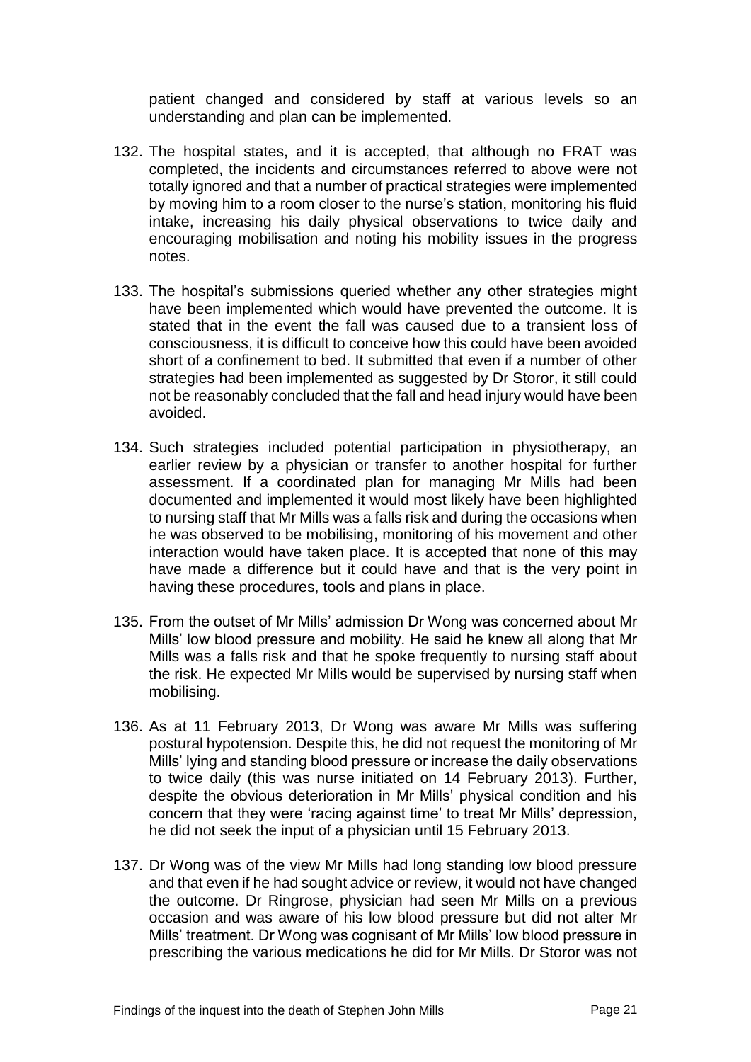patient changed and considered by staff at various levels so an understanding and plan can be implemented.

132. The hospital states, and it is accepted, that although no FRAT was completed, the incidents and circumstances referred to above were not totally ignored and that a number of practical strategies were implemented by moving him to a room closer to the nurse's station, monitoring his fluid intake, increasing his daily physical observations to twice daily and encouraging mobilisation and noting his mobility issues in the progress notes.

133. The hospital's submissions queried whether any other strategies might have been implemented which would have prevented the outcome. It is stated that in the event the fall was caused due to a transient loss of consciousness, it is difficult to conceive how this could have been avoided short of a confinement to bed. It submitted that even if a number of other strategies had been implemented as suggested by Dr Storor, it still could not be reasonably concluded that the fall and head injury would have been avoided.

134. Such strategies included potential participation in physiotherapy, an earlier review by a physician or transfer to another hospital for further assessment. If a coordinated plan for managing Mr Mills had been documented and implemented it would most likely have been highlighted to nursing staff that Mr Mills was a falls risk and during the occasions when he was observed to be mobilising, monitoring of his movement and other interaction would have taken place. It is accepted that none of this may have made a difference but it could have and that is the very point in having these procedures, tools and plans in place.

135. From the outset of Mr Mills' admission Dr Wong was concerned about Mr Mills' low blood pressure and mobility. He said he knew all along that Mr Mills was a falls risk and that he spoke frequently to nursing staff about the risk. He expected Mr Mills would be supervised by nursing staff when mobilising.

136. As at 11 February 2013, Dr Wong was aware Mr Mills was suffering postural hypotension. Despite this, he did not request the monitoring of Mr Mills' lying and standing blood pressure or increase the daily observations to twice daily (this was nurse initiated on 14 February 2013). Further, despite the obvious deterioration in Mr Mills' physical condition and his concern that they were 'racing against time' to treat Mr Mills' depression, he did not seek the input of a physician until 15 February 2013.

137. Dr Wong was of the view Mr Mills had long standing low blood pressure and that even if he had sought advice or review, it would not have changed the outcome. Dr Ringrose, physician had seen Mr Mills on a previous occasion and was aware of his low blood pressure but did not alter Mr Mills' treatment. Dr Wong was cognisant of Mr Mills' low blood pressure in prescribing the various medications he did for Mr Mills. Dr Storor was not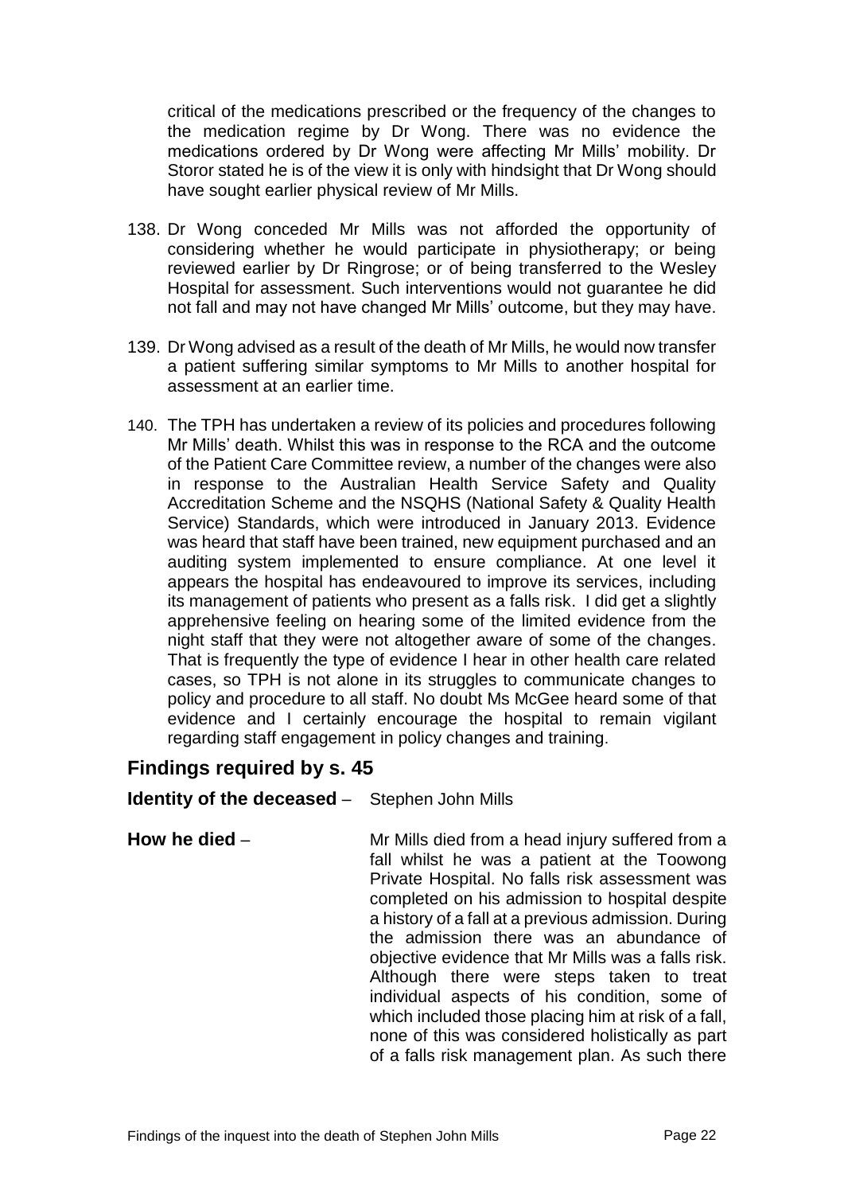critical of the medications prescribed or the frequency of the changes to the medication regime by Dr Wong. There was no evidence the medications ordered by Dr Wong were affecting Mr Mills' mobility. Dr Storor stated he is of the view it is only with hindsight that Dr Wong should have sought earlier physical review of Mr Mills.

138. Dr Wong conceded Mr Mills was not afforded the opportunity of considering whether he would participate in physiotherapy; or being reviewed earlier by Dr Ringrose; or of being transferred to the Wesley Hospital for assessment. Such interventions would not guarantee he did not fall and may not have changed Mr Mills' outcome, but they may have.

139. Dr Wong advised as a result of the death of Mr Mills, he would now transfer a patient suffering similar symptoms to Mr Mills to another hospital for assessment at an earlier time.

140. The TPH has undertaken a review of its policies and procedures following Mr Mills' death. Whilst this was in response to the RCA and the outcome of the Patient Care Committee review, a number of the changes were also in response to the Australian Health Service Safety and Quality Accreditation Scheme and the NSQHS (National Safety & Quality Health Service) Standards, which were introduced in January 2013. Evidence was heard that staff have been trained, new equipment purchased and an auditing system implemented to ensure compliance. At one level it appears the hospital has endeavoured to improve its services, including its management of patients who present as a falls risk. I did get a slightly apprehensive feeling on hearing some of the limited evidence from the night staff that they were not altogether aware of some of the changes. That is frequently the type of evidence I hear in other health care related cases, so TPH is not alone in its struggles to communicate changes to policy and procedure to all staff. No doubt Ms McGee heard some of that evidence and I certainly encourage the hospital to remain vigilant regarding staff engagement in policy changes and training.

## Findings required by s. 45

**Identity of the deceased** – Stephen John Mills

**How he died** – Mr Mills died from a head injury suffered from a fall whilst he was a patient at the Toowong Private Hospital. No falls risk assessment was completed on his admission to hospital despite a history of a fall at a previous admission. During the admission there was an abundance of objective evidence that Mr Mills was a falls risk. Although there were steps taken to treat individual aspects of his condition, some of which included those placing him at risk of a fall, none of this was considered holistically as part of a falls risk management plan. As such there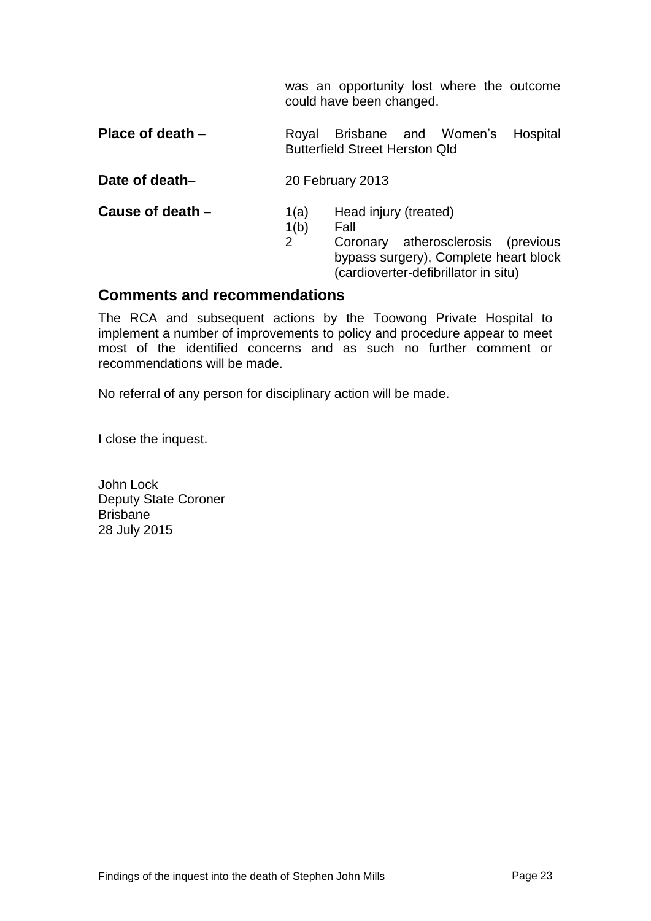was an opportunity lost where the outcome could have been changed.

**Place of death** – Royal Brisbane and Women's Hospital Butterfield Street Herston Qld

**Date of death**– 20 February 2013

**Cause of death** –

1(a) Head injury (treated)

1(b) Fall

2 Coronary atherosclerosis (previous bypass surgery), Complete heart block (cardioverter-defibrillator in situ)

## Comments and recommendations

The RCA and subsequent actions by the Toowong Private Hospital to implement a number of improvements to policy and procedure appear to meet most of the identified concerns and as such no further comment or recommendations will be made.

No referral of any person for disciplinary action will be made.

I close the inquest.

John Lock
Deputy State Coroner
Brisbane
28 July 2015